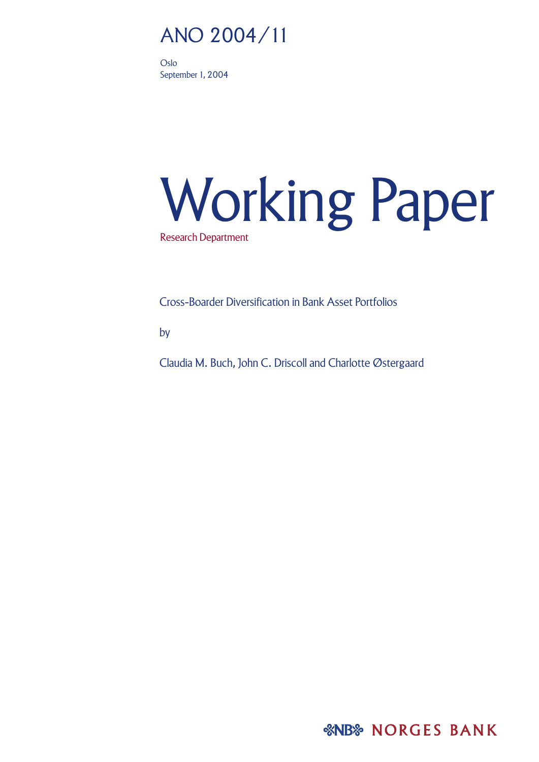ANO 2004/11

Oslo
September 1, 2004

# Working Paper

Research Department

Cross-Boarder Diversification in Bank Asset Portfolios

by

Claudia M. Buch, John C. Driscoll and Charlotte Østergaard

NORGES BANK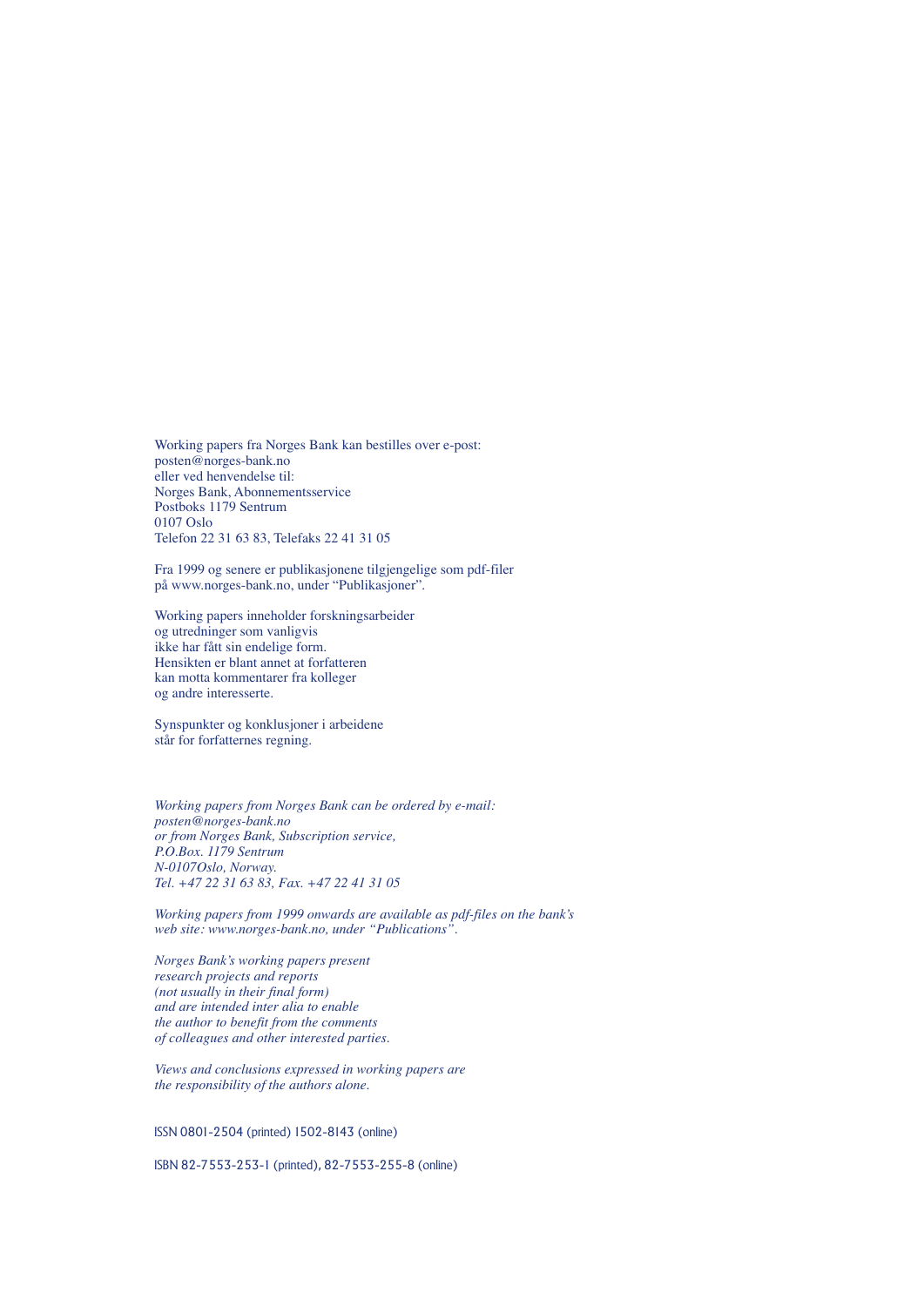Working papers fra Norges Bank kan bestilles over e-post:
posten@norges-bank.no
eller ved henvendelse til:
Norges Bank, Abonnementsservice
Postboks 1179 Sentrum
0107 Oslo
Telefon 22 31 63 83, Telefaks 22 41 31 05

Fra 1999 og senere er publikasjonene tilgjengelige som pdf-filer
på www.norges-bank.no, under "Publikasjoner".

Working papers inneholder forskningsarbeider
og utredninger som vanligvis
ikke har fått sin endelige form.
Hensikten er blant annet at forfatteren
kan motta kommentarer fra kolleger
og andre interesserte.

Synspunkter og konklusjoner i arbeidene
står for forfatternes regning.

*Working papers from Norges Bank can be ordered by e-mail:*
*posten@norges-bank.no*
*or from Norges Bank, Subscription service,*
*P.O.Box. 1179 Sentrum*
*N-0107Oslo, Norway.*
*Tel. +47 22 31 63 83, Fax. +47 22 41 31 05*

*Working papers from 1999 onwards are available as pdf-files on the bank's web site: www.norges-bank.no, under "Publications".*

*Norges Bank's working papers present*
*research projects and reports*
*(not usually in their final form)*
*and are intended inter alia to enable*
*the author to benefit from the comments*
*of colleagues and other interested parties.*

*Views and conclusions expressed in working papers are*
*the responsibility of the authors alone.*

ISSN 0801-2504 (printed) 1502-8143 (online)

ISBN 82-7553-253-1 (printed), 82-7553-255-8 (online)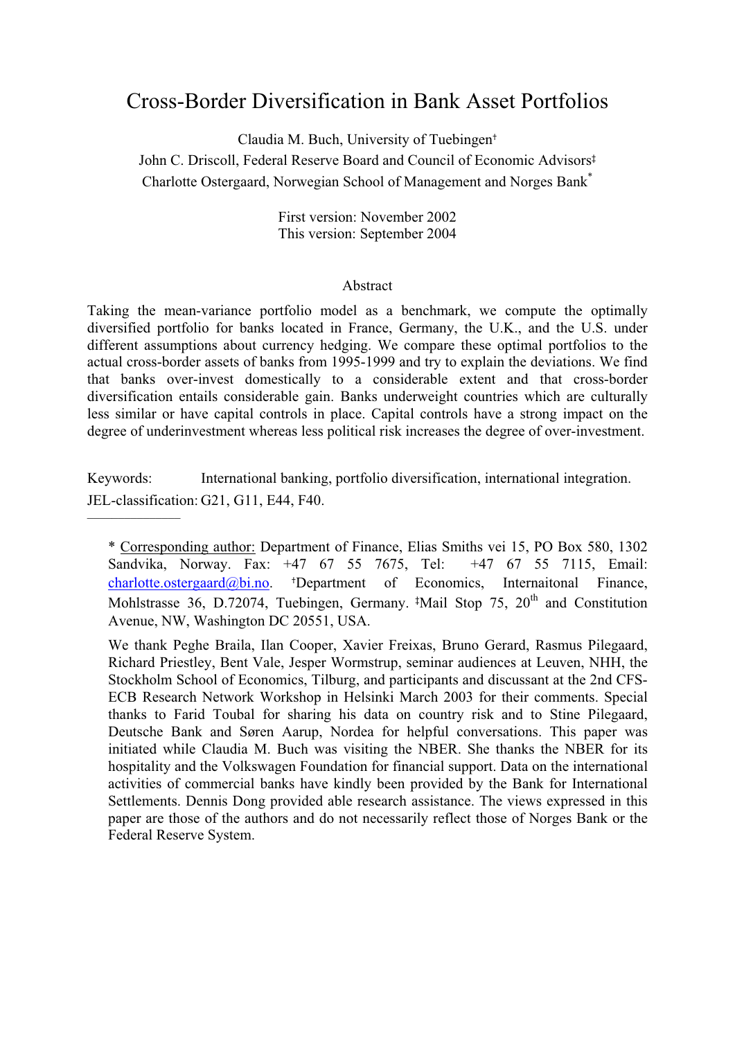# Cross-Border Diversification in Bank Asset Portfolios

Claudia M. Buch, University of Tuebingen[†]

John C. Driscoll, Federal Reserve Board and Council of Economic Advisors[‡]

Charlotte Ostergaard, Norwegian School of Management and Norges Bank[*]

First version: November 2002

This version: September 2004

## Abstract

Taking the mean-variance portfolio model as a benchmark, we compute the optimally diversified portfolio for banks located in France, Germany, the U.K., and the U.S. under different assumptions about currency hedging. We compare these optimal portfolios to the actual cross-border assets of banks from 1995-1999 and try to explain the deviations. We find that banks over-invest domestically to a considerable extent and that cross-border diversification entails considerable gain. Banks underweight countries which are culturally less similar or have capital controls in place. Capital controls have a strong impact on the degree of underinvestment whereas less political risk increases the degree of over-investment.

Keywords: International banking, portfolio diversification, international integration.

JEL-classification: G21, G11, E44, F40.

---

\* Corresponding author: Department of Finance, Elias Smiths vei 15, PO Box 580, 1302 Sandvika, Norway. Fax: +47 67 55 7675, Tel: +47 67 55 7115, Email: charlotte.ostergaard@bi.no. [†]Department of Economics, Internaitonal Finance, Mohlstrasse 36, D.72074, Tuebingen, Germany. [‡]Mail Stop 75, 20th and Constitution Avenue, NW, Washington DC 20551, USA.

We thank Peghe Braila, Ilan Cooper, Xavier Freixas, Bruno Gerard, Rasmus Pilegaard, Richard Priestley, Bent Vale, Jesper Wormstrup, seminar audiences at Leuven, NHH, the Stockholm School of Economics, Tilburg, and participants and discussant at the 2nd CFS-ECB Research Network Workshop in Helsinki March 2003 for their comments. Special thanks to Farid Toubal for sharing his data on country risk and to Stine Pilegaard, Deutsche Bank and Søren Aarup, Nordea for helpful conversations. This paper was initiated while Claudia M. Buch was visiting the NBER. She thanks the NBER for its hospitality and the Volkswagen Foundation for financial support. Data on the international activities of commercial banks have kindly been provided by the Bank for International Settlements. Dennis Dong provided able research assistance. The views expressed in this paper are those of the authors and do not necessarily reflect those of Norges Bank or the Federal Reserve System.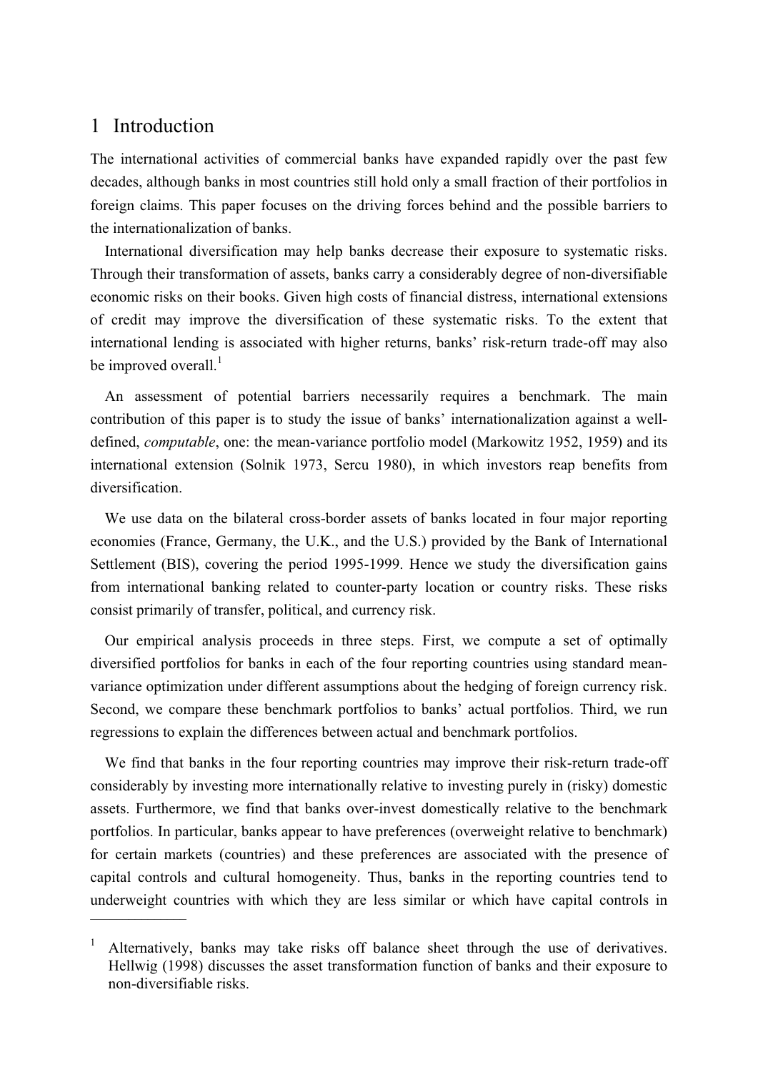# 1 Introduction

The international activities of commercial banks have expanded rapidly over the past few decades, although banks in most countries still hold only a small fraction of their portfolios in foreign claims. This paper focuses on the driving forces behind and the possible barriers to the internationalization of banks.

International diversification may help banks decrease their exposure to systematic risks. Through their transformation of assets, banks carry a considerably degree of non-diversifiable economic risks on their books. Given high costs of financial distress, international extensions of credit may improve the diversification of these systematic risks. To the extent that international lending is associated with higher returns, banks' risk-return trade-off may also be improved overall.[1]

An assessment of potential barriers necessarily requires a benchmark. The main contribution of this paper is to study the issue of banks' internationalization against a well-defined, *computable*, one: the mean-variance portfolio model (Markowitz 1952, 1959) and its international extension (Solnik 1973, Sercu 1980), in which investors reap benefits from diversification.

We use data on the bilateral cross-border assets of banks located in four major reporting economies (France, Germany, the U.K., and the U.S.) provided by the Bank of International Settlement (BIS), covering the period 1995-1999. Hence we study the diversification gains from international banking related to counter-party location or country risks. These risks consist primarily of transfer, political, and currency risk.

Our empirical analysis proceeds in three steps. First, we compute a set of optimally diversified portfolios for banks in each of the four reporting countries using standard mean-variance optimization under different assumptions about the hedging of foreign currency risk. Second, we compare these benchmark portfolios to banks' actual portfolios. Third, we run regressions to explain the differences between actual and benchmark portfolios.

We find that banks in the four reporting countries may improve their risk-return trade-off considerably by investing more internationally relative to investing purely in (risky) domestic assets. Furthermore, we find that banks over-invest domestically relative to the benchmark portfolios. In particular, banks appear to have preferences (overweight relative to benchmark) for certain markets (countries) and these preferences are associated with the presence of capital controls and cultural homogeneity. Thus, banks in the reporting countries tend to underweight countries with which they are less similar or which have capital controls in

---

[1] Alternatively, banks may take risks off balance sheet through the use of derivatives. Hellwig (1998) discusses the asset transformation function of banks and their exposure to non-diversifiable risks.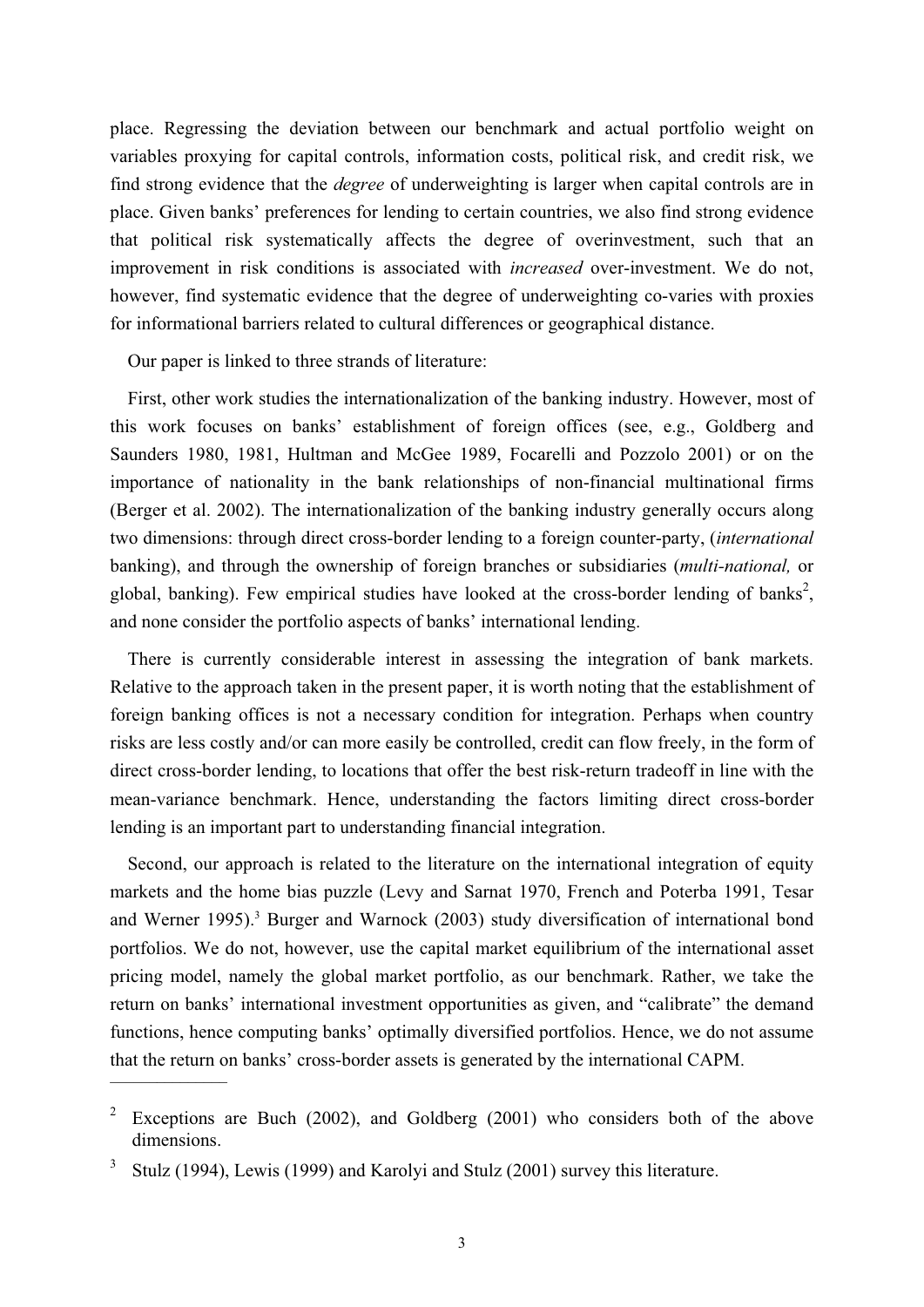place. Regressing the deviation between our benchmark and actual portfolio weight on variables proxying for capital controls, information costs, political risk, and credit risk, we find strong evidence that the *degree* of underweighting is larger when capital controls are in place. Given banks' preferences for lending to certain countries, we also find strong evidence that political risk systematically affects the degree of overinvestment, such that an improvement in risk conditions is associated with *increased* over-investment. We do not, however, find systematic evidence that the degree of underweighting co-varies with proxies for informational barriers related to cultural differences or geographical distance.

Our paper is linked to three strands of literature:

First, other work studies the internationalization of the banking industry. However, most of this work focuses on banks' establishment of foreign offices (see, e.g., Goldberg and Saunders 1980, 1981, Hultman and McGee 1989, Focarelli and Pozzolo 2001) or on the importance of nationality in the bank relationships of non-financial multinational firms (Berger et al. 2002). The internationalization of the banking industry generally occurs along two dimensions: through direct cross-border lending to a foreign counter-party, (*international* banking), and through the ownership of foreign branches or subsidiaries (*multi-national,* or global, banking). Few empirical studies have looked at the cross-border lending of banks[2], and none consider the portfolio aspects of banks' international lending.

There is currently considerable interest in assessing the integration of bank markets. Relative to the approach taken in the present paper, it is worth noting that the establishment of foreign banking offices is not a necessary condition for integration. Perhaps when country risks are less costly and/or can more easily be controlled, credit can flow freely, in the form of direct cross-border lending, to locations that offer the best risk-return tradeoff in line with the mean-variance benchmark. Hence, understanding the factors limiting direct cross-border lending is an important part to understanding financial integration.

Second, our approach is related to the literature on the international integration of equity markets and the home bias puzzle (Levy and Sarnat 1970, French and Poterba 1991, Tesar and Werner 1995).[3] Burger and Warnock (2003) study diversification of international bond portfolios. We do not, however, use the capital market equilibrium of the international asset pricing model, namely the global market portfolio, as our benchmark. Rather, we take the return on banks' international investment opportunities as given, and "calibrate" the demand functions, hence computing banks' optimally diversified portfolios. Hence, we do not assume that the return on banks' cross-border assets is generated by the international CAPM.

---

[2] Exceptions are Buch (2002), and Goldberg (2001) who considers both of the above dimensions.

[3] Stulz (1994), Lewis (1999) and Karolyi and Stulz (2001) survey this literature.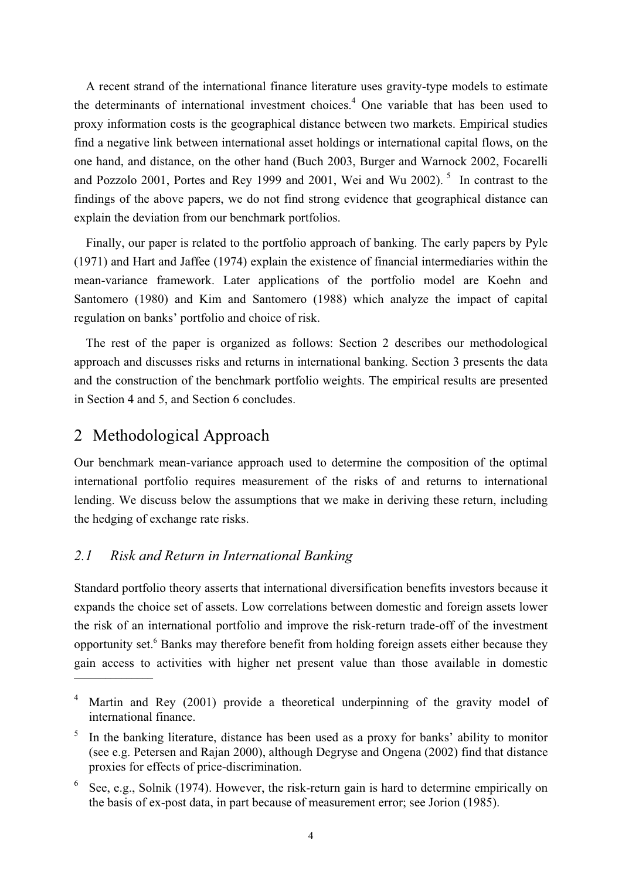A recent strand of the international finance literature uses gravity-type models to estimate the determinants of international investment choices.[4] One variable that has been used to proxy information costs is the geographical distance between two markets. Empirical studies find a negative link between international asset holdings or international capital flows, on the one hand, and distance, on the other hand (Buch 2003, Burger and Warnock 2002, Focarelli and Pozzolo 2001, Portes and Rey 1999 and 2001, Wei and Wu 2002).[5] In contrast to the findings of the above papers, we do not find strong evidence that geographical distance can explain the deviation from our benchmark portfolios.

Finally, our paper is related to the portfolio approach of banking. The early papers by Pyle (1971) and Hart and Jaffee (1974) explain the existence of financial intermediaries within the mean-variance framework. Later applications of the portfolio model are Koehn and Santomero (1980) and Kim and Santomero (1988) which analyze the impact of capital regulation on banks' portfolio and choice of risk.

The rest of the paper is organized as follows: Section 2 describes our methodological approach and discusses risks and returns in international banking. Section 3 presents the data and the construction of the benchmark portfolio weights. The empirical results are presented in Section 4 and 5, and Section 6 concludes.

# 2 Methodological Approach

Our benchmark mean-variance approach used to determine the composition of the optimal international portfolio requires measurement of the risks of and returns to international lending. We discuss below the assumptions that we make in deriving these return, including the hedging of exchange rate risks.

## 2.1 *Risk and Return in International Banking*

Standard portfolio theory asserts that international diversification benefits investors because it expands the choice set of assets. Low correlations between domestic and foreign assets lower the risk of an international portfolio and improve the risk-return trade-off of the investment opportunity set.[6] Banks may therefore benefit from holding foreign assets either because they gain access to activities with higher net present value than those available in domestic

---

[4] Martin and Rey (2001) provide a theoretical underpinning of the gravity model of international finance.

[5] In the banking literature, distance has been used as a proxy for banks' ability to monitor (see e.g. Petersen and Rajan 2000), although Degryse and Ongena (2002) find that distance proxies for effects of price-discrimination.

[6] See, e.g., Solnik (1974). However, the risk-return gain is hard to determine empirically on the basis of ex-post data, in part because of measurement error; see Jorion (1985).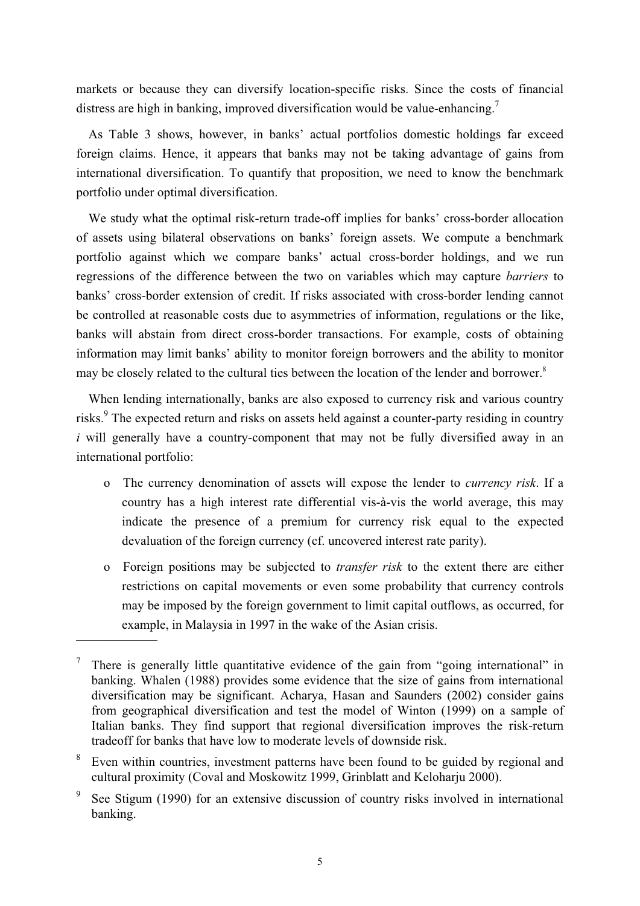markets or because they can diversify location-specific risks. Since the costs of financial distress are high in banking, improved diversification would be value-enhancing.[7]

As Table 3 shows, however, in banks' actual portfolios domestic holdings far exceed foreign claims. Hence, it appears that banks may not be taking advantage of gains from international diversification. To quantify that proposition, we need to know the benchmark portfolio under optimal diversification.

We study what the optimal risk-return trade-off implies for banks' cross-border allocation of assets using bilateral observations on banks' foreign assets. We compute a benchmark portfolio against which we compare banks' actual cross-border holdings, and we run regressions of the difference between the two on variables which may capture *barriers* to banks' cross-border extension of credit. If risks associated with cross-border lending cannot be controlled at reasonable costs due to asymmetries of information, regulations or the like, banks will abstain from direct cross-border transactions. For example, costs of obtaining information may limit banks' ability to monitor foreign borrowers and the ability to monitor may be closely related to the cultural ties between the location of the lender and borrower.[8]

When lending internationally, banks are also exposed to currency risk and various country risks.[9] The expected return and risks on assets held against a counter-party residing in country $i$ will generally have a country-component that may not be fully diversified away in an international portfolio:

- The currency denomination of assets will expose the lender to *currency risk*. If a country has a high interest rate differential vis-à-vis the world average, this may indicate the presence of a premium for currency risk equal to the expected devaluation of the foreign currency (cf. uncovered interest rate parity).
- Foreign positions may be subjected to *transfer risk* to the extent there are either restrictions on capital movements or even some probability that currency controls may be imposed by the foreign government to limit capital outflows, as occurred, for example, in Malaysia in 1997 in the wake of the Asian crisis.

---

[7] There is generally little quantitative evidence of the gain from "going international" in banking. Whalen (1988) provides some evidence that the size of gains from international diversification may be significant. Acharya, Hasan and Saunders (2002) consider gains from geographical diversification and test the model of Winton (1999) on a sample of Italian banks. They find support that regional diversification improves the risk-return tradeoff for banks that have low to moderate levels of downside risk.

[8] Even within countries, investment patterns have been found to be guided by regional and cultural proximity (Coval and Moskowitz 1999, Grinblatt and Keloharju 2000).

[9] See Stigum (1990) for an extensive discussion of country risks involved in international banking.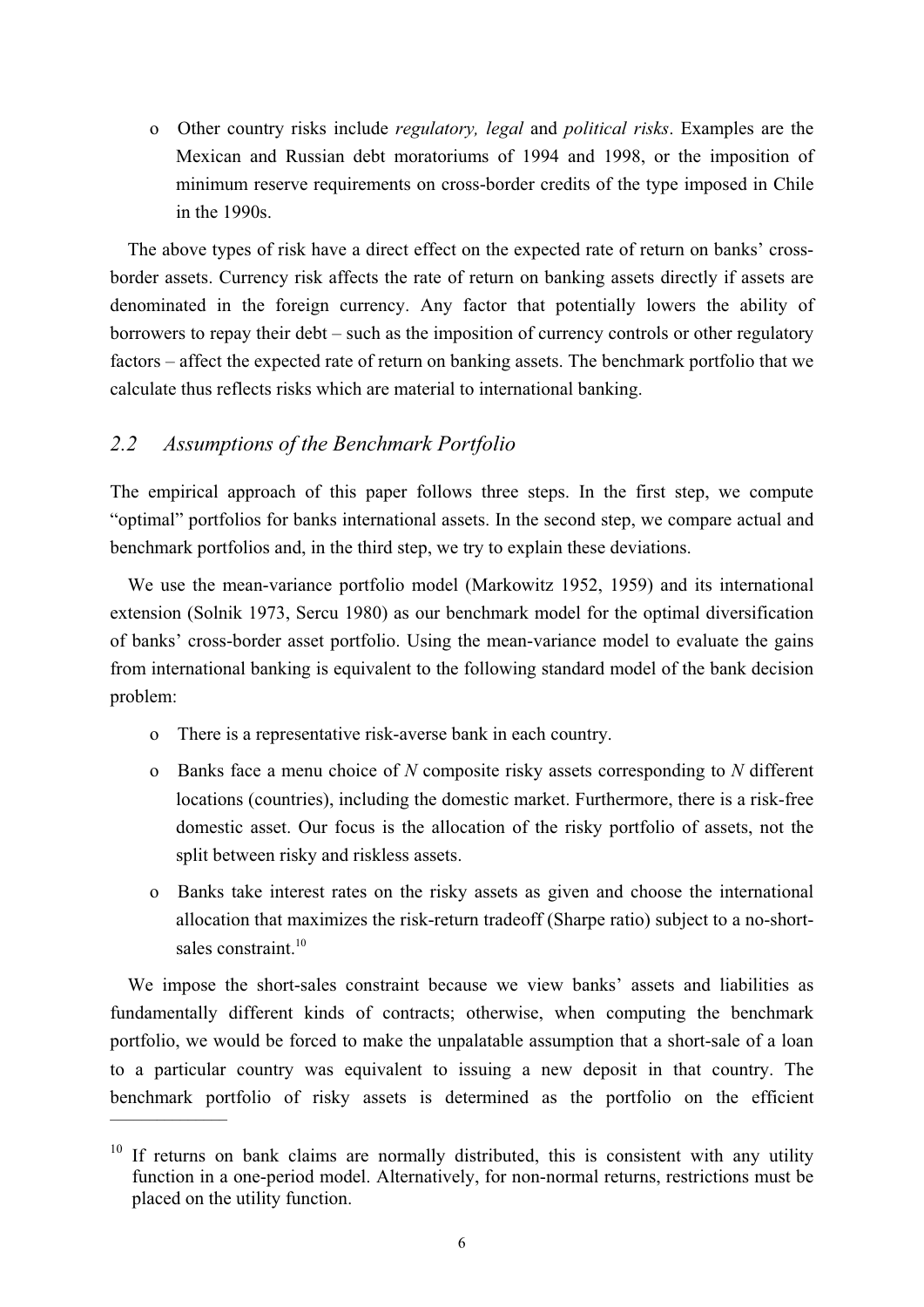- Other country risks include *regulatory, legal* and *political risks*. Examples are the Mexican and Russian debt moratoriums of 1994 and 1998, or the imposition of minimum reserve requirements on cross-border credits of the type imposed in Chile in the 1990s.

The above types of risk have a direct effect on the expected rate of return on banks' cross-border assets. Currency risk affects the rate of return on banking assets directly if assets are denominated in the foreign currency. Any factor that potentially lowers the ability of borrowers to repay their debt – such as the imposition of currency controls or other regulatory factors – affect the expected rate of return on banking assets. The benchmark portfolio that we calculate thus reflects risks which are material to international banking.

## *2.2 Assumptions of the Benchmark Portfolio*

The empirical approach of this paper follows three steps. In the first step, we compute "optimal" portfolios for banks international assets. In the second step, we compare actual and benchmark portfolios and, in the third step, we try to explain these deviations.

We use the mean-variance portfolio model (Markowitz 1952, 1959) and its international extension (Solnik 1973, Sercu 1980) as our benchmark model for the optimal diversification of banks' cross-border asset portfolio. Using the mean-variance model to evaluate the gains from international banking is equivalent to the following standard model of the bank decision problem:

- There is a representative risk-averse bank in each country.
- Banks face a menu choice of *N* composite risky assets corresponding to *N* different locations (countries), including the domestic market. Furthermore, there is a risk-free domestic asset. Our focus is the allocation of the risky portfolio of assets, not the split between risky and riskless assets.
- Banks take interest rates on the risky assets as given and choose the international allocation that maximizes the risk-return tradeoff (Sharpe ratio) subject to a no-short-sales constraint.[10]

We impose the short-sales constraint because we view banks' assets and liabilities as fundamentally different kinds of contracts; otherwise, when computing the benchmark portfolio, we would be forced to make the unpalatable assumption that a short-sale of a loan to a particular country was equivalent to issuing a new deposit in that country. The benchmark portfolio of risky assets is determined as the portfolio on the efficient

---

[10] If returns on bank claims are normally distributed, this is consistent with any utility function in a one-period model. Alternatively, for non-normal returns, restrictions must be placed on the utility function.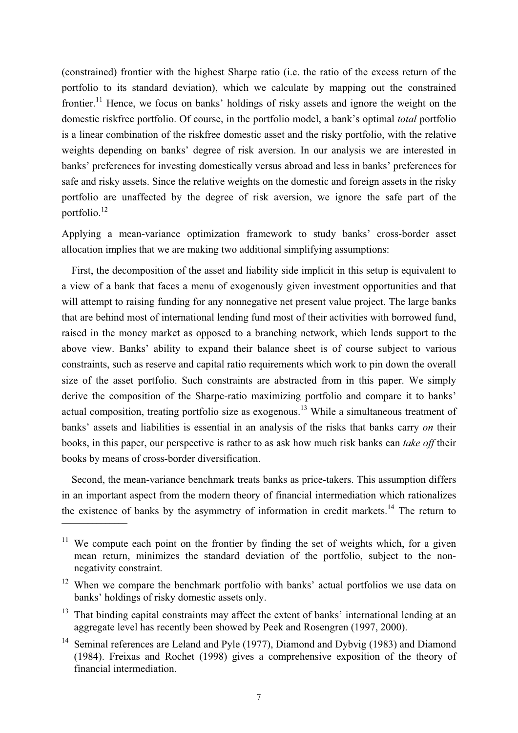(constrained) frontier with the highest Sharpe ratio (i.e. the ratio of the excess return of the portfolio to its standard deviation), which we calculate by mapping out the constrained frontier.[11] Hence, we focus on banks' holdings of risky assets and ignore the weight on the domestic riskfree portfolio. Of course, in the portfolio model, a bank's optimal *total* portfolio is a linear combination of the riskfree domestic asset and the risky portfolio, with the relative weights depending on banks' degree of risk aversion. In our analysis we are interested in banks' preferences for investing domestically versus abroad and less in banks' preferences for safe and risky assets. Since the relative weights on the domestic and foreign assets in the risky portfolio are unaffected by the degree of risk aversion, we ignore the safe part of the portfolio.[12]

Applying a mean-variance optimization framework to study banks' cross-border asset allocation implies that we are making two additional simplifying assumptions:

First, the decomposition of the asset and liability side implicit in this setup is equivalent to a view of a bank that faces a menu of exogenously given investment opportunities and that will attempt to raising funding for any nonnegative net present value project. The large banks that are behind most of international lending fund most of their activities with borrowed fund, raised in the money market as opposed to a branching network, which lends support to the above view. Banks' ability to expand their balance sheet is of course subject to various constraints, such as reserve and capital ratio requirements which work to pin down the overall size of the asset portfolio. Such constraints are abstracted from in this paper. We simply derive the composition of the Sharpe-ratio maximizing portfolio and compare it to banks' actual composition, treating portfolio size as exogenous.[13] While a simultaneous treatment of banks' assets and liabilities is essential in an analysis of the risks that banks carry *on* their books, in this paper, our perspective is rather to as ask how much risk banks can *take off* their books by means of cross-border diversification.

Second, the mean-variance benchmark treats banks as price-takers. This assumption differs in an important aspect from the modern theory of financial intermediation which rationalizes the existence of banks by the asymmetry of information in credit markets.[14] The return to

---

[11] We compute each point on the frontier by finding the set of weights which, for a given mean return, minimizes the standard deviation of the portfolio, subject to the non-negativity constraint.

[12] When we compare the benchmark portfolio with banks' actual portfolios we use data on banks' holdings of risky domestic assets only.

[13] That binding capital constraints may affect the extent of banks' international lending at an aggregate level has recently been showed by Peek and Rosengren (1997, 2000).

[14] Seminal references are Leland and Pyle (1977), Diamond and Dybvig (1983) and Diamond (1984). Freixas and Rochet (1998) gives a comprehensive exposition of the theory of financial intermediation.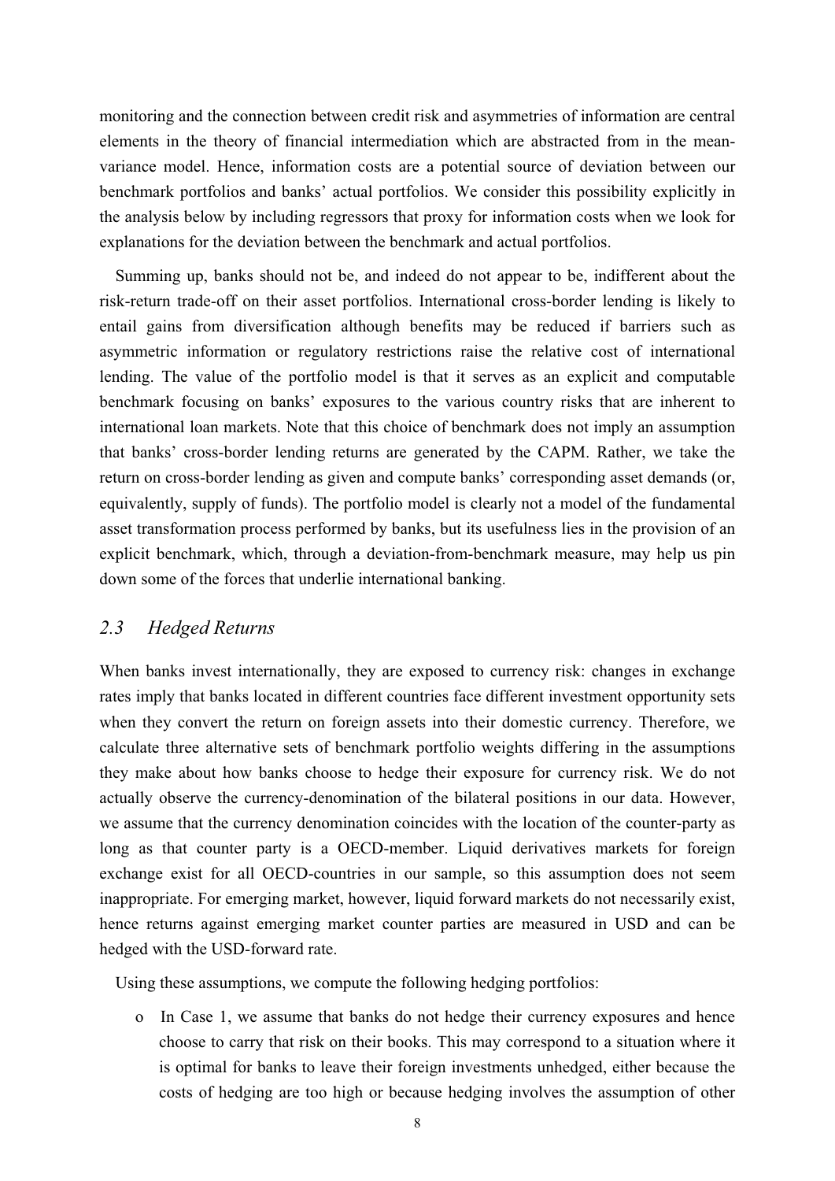monitoring and the connection between credit risk and asymmetries of information are central elements in the theory of financial intermediation which are abstracted from in the mean-variance model. Hence, information costs are a potential source of deviation between our benchmark portfolios and banks' actual portfolios. We consider this possibility explicitly in the analysis below by including regressors that proxy for information costs when we look for explanations for the deviation between the benchmark and actual portfolios.

Summing up, banks should not be, and indeed do not appear to be, indifferent about the risk-return trade-off on their asset portfolios. International cross-border lending is likely to entail gains from diversification although benefits may be reduced if barriers such as asymmetric information or regulatory restrictions raise the relative cost of international lending. The value of the portfolio model is that it serves as an explicit and computable benchmark focusing on banks' exposures to the various country risks that are inherent to international loan markets. Note that this choice of benchmark does not imply an assumption that banks' cross-border lending returns are generated by the CAPM. Rather, we take the return on cross-border lending as given and compute banks' corresponding asset demands (or, equivalently, supply of funds). The portfolio model is clearly not a model of the fundamental asset transformation process performed by banks, but its usefulness lies in the provision of an explicit benchmark, which, through a deviation-from-benchmark measure, may help us pin down some of the forces that underlie international banking.

## *2.3 Hedged Returns*

When banks invest internationally, they are exposed to currency risk: changes in exchange rates imply that banks located in different countries face different investment opportunity sets when they convert the return on foreign assets into their domestic currency. Therefore, we calculate three alternative sets of benchmark portfolio weights differing in the assumptions they make about how banks choose to hedge their exposure for currency risk. We do not actually observe the currency-denomination of the bilateral positions in our data. However, we assume that the currency denomination coincides with the location of the counter-party as long as that counter party is a OECD-member. Liquid derivatives markets for foreign exchange exist for all OECD-countries in our sample, so this assumption does not seem inappropriate. For emerging market, however, liquid forward markets do not necessarily exist, hence returns against emerging market counter parties are measured in USD and can be hedged with the USD-forward rate.

Using these assumptions, we compute the following hedging portfolios:

- In Case 1, we assume that banks do not hedge their currency exposures and hence choose to carry that risk on their books. This may correspond to a situation where it is optimal for banks to leave their foreign investments unhedged, either because the costs of hedging are too high or because hedging involves the assumption of other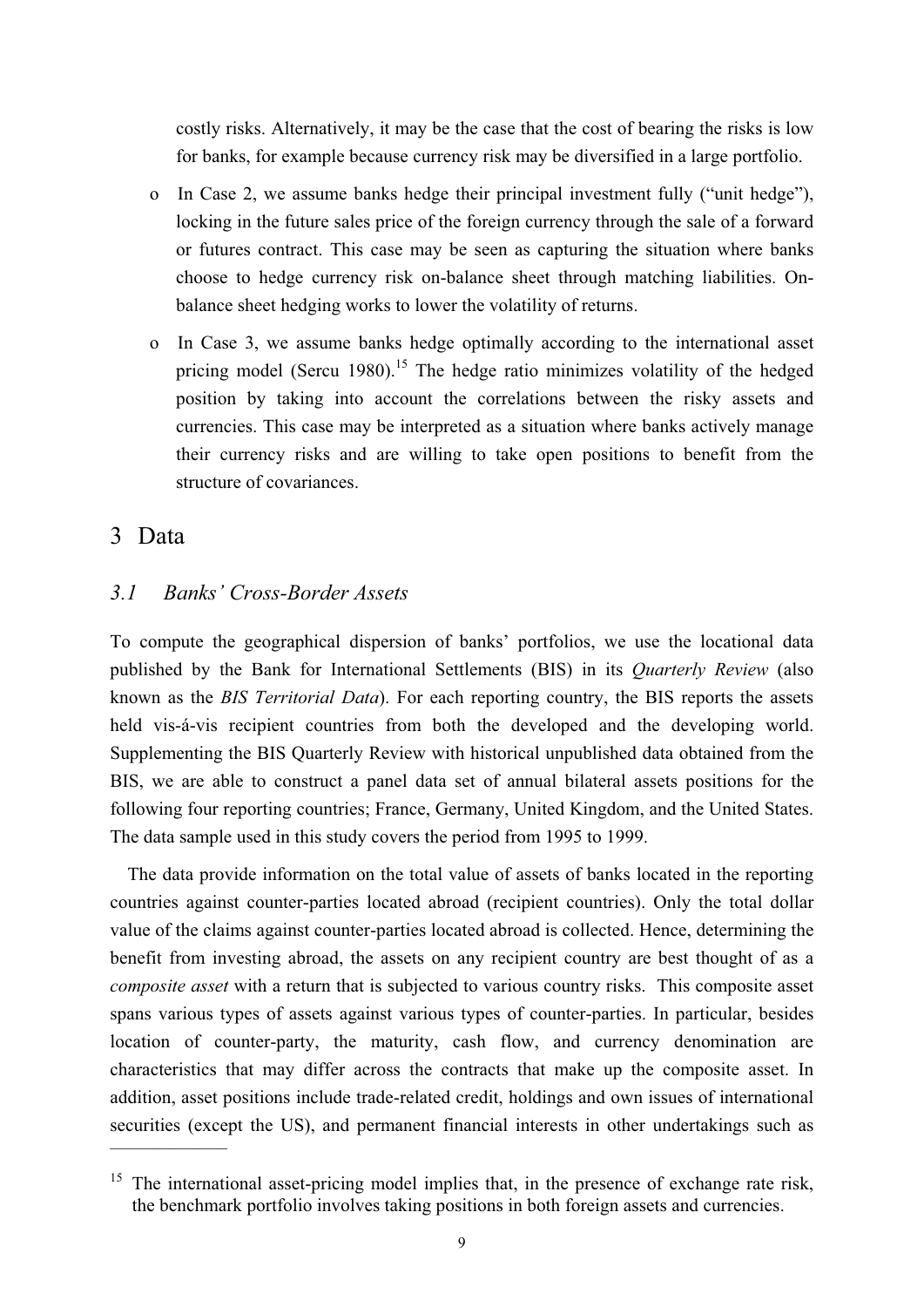costly risks. Alternatively, it may be the case that the cost of bearing the risks is low for banks, for example because currency risk may be diversified in a large portfolio.

- In Case 2, we assume banks hedge their principal investment fully ("unit hedge"), locking in the future sales price of the foreign currency through the sale of a forward or futures contract. This case may be seen as capturing the situation where banks choose to hedge currency risk on-balance sheet through matching liabilities. On-balance sheet hedging works to lower the volatility of returns.
- In Case 3, we assume banks hedge optimally according to the international asset pricing model (Sercu 1980).[15] The hedge ratio minimizes volatility of the hedged position by taking into account the correlations between the risky assets and currencies. This case may be interpreted as a situation where banks actively manage their currency risks and are willing to take open positions to benefit from the structure of covariances.

# 3 Data

## *3.1 Banks' Cross-Border Assets*

To compute the geographical dispersion of banks' portfolios, we use the locational data published by the Bank for International Settlements (BIS) in its *Quarterly Review* (also known as the *BIS Territorial Data*). For each reporting country, the BIS reports the assets held vis-á-vis recipient countries from both the developed and the developing world. Supplementing the BIS Quarterly Review with historical unpublished data obtained from the BIS, we are able to construct a panel data set of annual bilateral assets positions for the following four reporting countries; France, Germany, United Kingdom, and the United States. The data sample used in this study covers the period from 1995 to 1999.

The data provide information on the total value of assets of banks located in the reporting countries against counter-parties located abroad (recipient countries). Only the total dollar value of the claims against counter-parties located abroad is collected. Hence, determining the benefit from investing abroad, the assets on any recipient country are best thought of as a *composite asset* with a return that is subjected to various country risks. This composite asset spans various types of assets against various types of counter-parties. In particular, besides location of counter-party, the maturity, cash flow, and currency denomination are characteristics that may differ across the contracts that make up the composite asset. In addition, asset positions include trade-related credit, holdings and own issues of international securities (except the US), and permanent financial interests in other undertakings such as

[15] The international asset-pricing model implies that, in the presence of exchange rate risk, the benchmark portfolio involves taking positions in both foreign assets and currencies.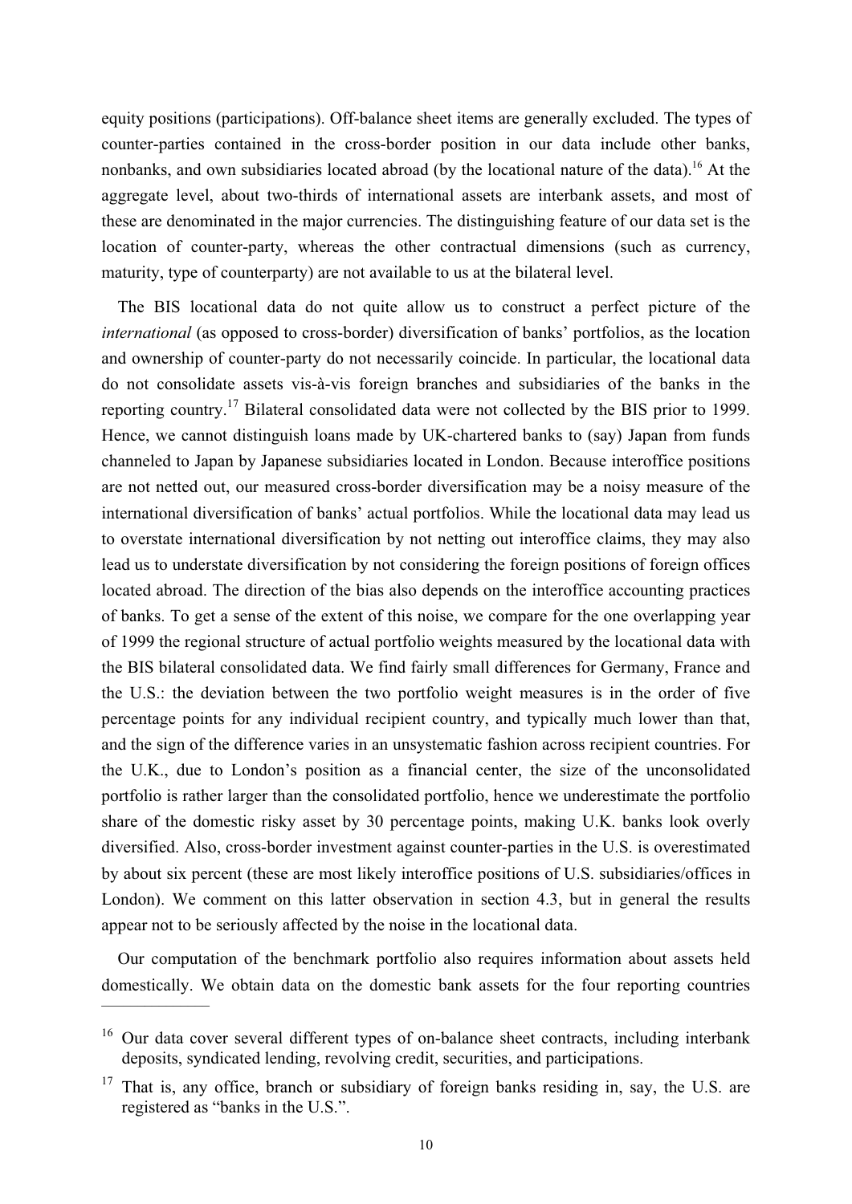equity positions (participations). Off-balance sheet items are generally excluded. The types of counter-parties contained in the cross-border position in our data include other banks, nonbanks, and own subsidiaries located abroad (by the locational nature of the data).[16] At the aggregate level, about two-thirds of international assets are interbank assets, and most of these are denominated in the major currencies. The distinguishing feature of our data set is the location of counter-party, whereas the other contractual dimensions (such as currency, maturity, type of counterparty) are not available to us at the bilateral level.

The BIS locational data do not quite allow us to construct a perfect picture of the *international* (as opposed to cross-border) diversification of banks' portfolios, as the location and ownership of counter-party do not necessarily coincide. In particular, the locational data do not consolidate assets vis-à-vis foreign branches and subsidiaries of the banks in the reporting country.[17] Bilateral consolidated data were not collected by the BIS prior to 1999. Hence, we cannot distinguish loans made by UK-chartered banks to (say) Japan from funds channeled to Japan by Japanese subsidiaries located in London. Because interoffice positions are not netted out, our measured cross-border diversification may be a noisy measure of the international diversification of banks' actual portfolios. While the locational data may lead us to overstate international diversification by not netting out interoffice claims, they may also lead us to understate diversification by not considering the foreign positions of foreign offices located abroad. The direction of the bias also depends on the interoffice accounting practices of banks. To get a sense of the extent of this noise, we compare for the one overlapping year of 1999 the regional structure of actual portfolio weights measured by the locational data with the BIS bilateral consolidated data. We find fairly small differences for Germany, France and the U.S.: the deviation between the two portfolio weight measures is in the order of five percentage points for any individual recipient country, and typically much lower than that, and the sign of the difference varies in an unsystematic fashion across recipient countries. For the U.K., due to London's position as a financial center, the size of the unconsolidated portfolio is rather larger than the consolidated portfolio, hence we underestimate the portfolio share of the domestic risky asset by 30 percentage points, making U.K. banks look overly diversified. Also, cross-border investment against counter-parties in the U.S. is overestimated by about six percent (these are most likely interoffice positions of U.S. subsidiaries/offices in London). We comment on this latter observation in section 4.3, but in general the results appear not to be seriously affected by the noise in the locational data.

Our computation of the benchmark portfolio also requires information about assets held domestically. We obtain data on the domestic bank assets for the four reporting countries

---

[16] Our data cover several different types of on-balance sheet contracts, including interbank deposits, syndicated lending, revolving credit, securities, and participations.

[17] That is, any office, branch or subsidiary of foreign banks residing in, say, the U.S. are registered as "banks in the U.S.".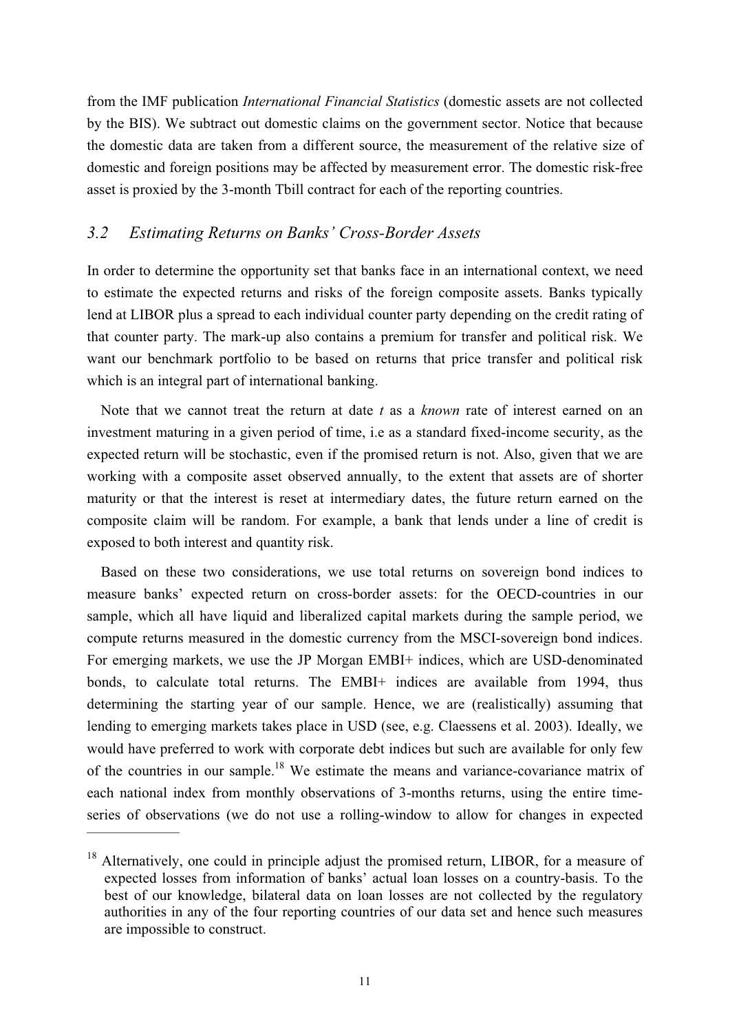from the IMF publication *International Financial Statistics* (domestic assets are not collected by the BIS). We subtract out domestic claims on the government sector. Notice that because the domestic data are taken from a different source, the measurement of the relative size of domestic and foreign positions may be affected by measurement error. The domestic risk-free asset is proxied by the 3-month Tbill contract for each of the reporting countries.

## *3.2 Estimating Returns on Banks' Cross-Border Assets*

In order to determine the opportunity set that banks face in an international context, we need to estimate the expected returns and risks of the foreign composite assets. Banks typically lend at LIBOR plus a spread to each individual counter party depending on the credit rating of that counter party. The mark-up also contains a premium for transfer and political risk. We want our benchmark portfolio to be based on returns that price transfer and political risk which is an integral part of international banking.

Note that we cannot treat the return at date $t$ as a *known* rate of interest earned on an investment maturing in a given period of time, i.e as a standard fixed-income security, as the expected return will be stochastic, even if the promised return is not. Also, given that we are working with a composite asset observed annually, to the extent that assets are of shorter maturity or that the interest is reset at intermediary dates, the future return earned on the composite claim will be random. For example, a bank that lends under a line of credit is exposed to both interest and quantity risk.

Based on these two considerations, we use total returns on sovereign bond indices to measure banks' expected return on cross-border assets: for the OECD-countries in our sample, which all have liquid and liberalized capital markets during the sample period, we compute returns measured in the domestic currency from the MSCI-sovereign bond indices. For emerging markets, we use the JP Morgan EMBI+ indices, which are USD-denominated bonds, to calculate total returns. The EMBI+ indices are available from 1994, thus determining the starting year of our sample. Hence, we are (realistically) assuming that lending to emerging markets takes place in USD (see, e.g. Claessens et al. 2003). Ideally, we would have preferred to work with corporate debt indices but such are available for only few of the countries in our sample.[18] We estimate the means and variance-covariance matrix of each national index from monthly observations of 3-months returns, using the entire time-series of observations (we do not use a rolling-window to allow for changes in expected

---

[18] Alternatively, one could in principle adjust the promised return, LIBOR, for a measure of expected losses from information of banks' actual loan losses on a country-basis. To the best of our knowledge, bilateral data on loan losses are not collected by the regulatory authorities in any of the four reporting countries of our data set and hence such measures are impossible to construct.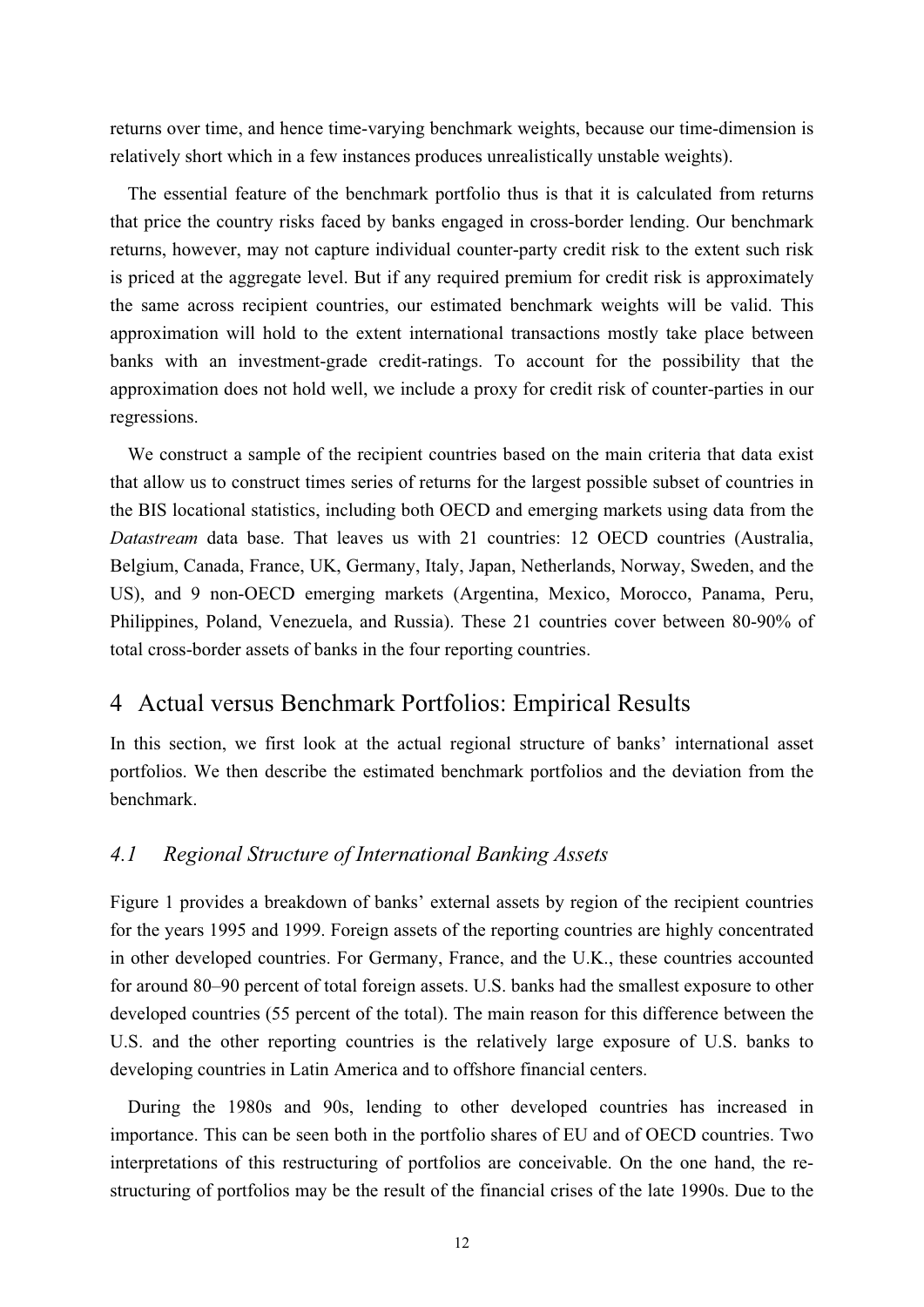returns over time, and hence time-varying benchmark weights, because our time-dimension is relatively short which in a few instances produces unrealistically unstable weights).

The essential feature of the benchmark portfolio thus is that it is calculated from returns that price the country risks faced by banks engaged in cross-border lending. Our benchmark returns, however, may not capture individual counter-party credit risk to the extent such risk is priced at the aggregate level. But if any required premium for credit risk is approximately the same across recipient countries, our estimated benchmark weights will be valid. This approximation will hold to the extent international transactions mostly take place between banks with an investment-grade credit-ratings. To account for the possibility that the approximation does not hold well, we include a proxy for credit risk of counter-parties in our regressions.

We construct a sample of the recipient countries based on the main criteria that data exist that allow us to construct times series of returns for the largest possible subset of countries in the BIS locational statistics, including both OECD and emerging markets using data from the *Datastream* data base. That leaves us with 21 countries: 12 OECD countries (Australia, Belgium, Canada, France, UK, Germany, Italy, Japan, Netherlands, Norway, Sweden, and the US), and 9 non-OECD emerging markets (Argentina, Mexico, Morocco, Panama, Peru, Philippines, Poland, Venezuela, and Russia). These 21 countries cover between 80-90% of total cross-border assets of banks in the four reporting countries.

# 4 Actual versus Benchmark Portfolios: Empirical Results

In this section, we first look at the actual regional structure of banks' international asset portfolios. We then describe the estimated benchmark portfolios and the deviation from the benchmark.

## *4.1 Regional Structure of International Banking Assets*

Figure 1 provides a breakdown of banks' external assets by region of the recipient countries for the years 1995 and 1999. Foreign assets of the reporting countries are highly concentrated in other developed countries. For Germany, France, and the U.K., these countries accounted for around 80–90 percent of total foreign assets. U.S. banks had the smallest exposure to other developed countries (55 percent of the total). The main reason for this difference between the U.S. and the other reporting countries is the relatively large exposure of U.S. banks to developing countries in Latin America and to offshore financial centers.

During the 1980s and 90s, lending to other developed countries has increased in importance. This can be seen both in the portfolio shares of EU and of OECD countries. Two interpretations of this restructuring of portfolios are conceivable. On the one hand, the re-structuring of portfolios may be the result of the financial crises of the late 1990s. Due to the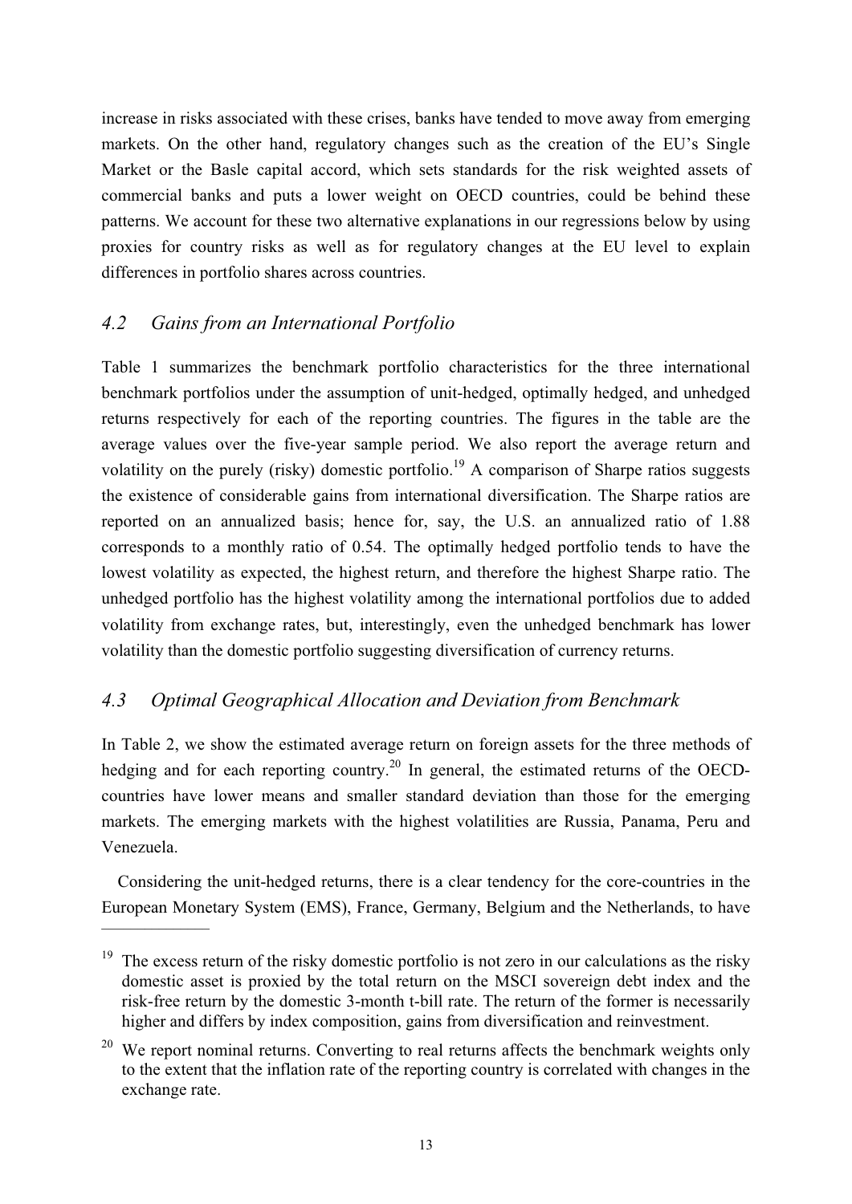increase in risks associated with these crises, banks have tended to move away from emerging markets. On the other hand, regulatory changes such as the creation of the EU's Single Market or the Basle capital accord, which sets standards for the risk weighted assets of commercial banks and puts a lower weight on OECD countries, could be behind these patterns. We account for these two alternative explanations in our regressions below by using proxies for country risks as well as for regulatory changes at the EU level to explain differences in portfolio shares across countries.

## *4.2 Gains from an International Portfolio*

Table 1 summarizes the benchmark portfolio characteristics for the three international benchmark portfolios under the assumption of unit-hedged, optimally hedged, and unhedged returns respectively for each of the reporting countries. The figures in the table are the average values over the five-year sample period. We also report the average return and volatility on the purely (risky) domestic portfolio.[19] A comparison of Sharpe ratios suggests the existence of considerable gains from international diversification. The Sharpe ratios are reported on an annualized basis; hence for, say, the U.S. an annualized ratio of 1.88 corresponds to a monthly ratio of 0.54. The optimally hedged portfolio tends to have the lowest volatility as expected, the highest return, and therefore the highest Sharpe ratio. The unhedged portfolio has the highest volatility among the international portfolios due to added volatility from exchange rates, but, interestingly, even the unhedged benchmark has lower volatility than the domestic portfolio suggesting diversification of currency returns.

## *4.3 Optimal Geographical Allocation and Deviation from Benchmark*

In Table 2, we show the estimated average return on foreign assets for the three methods of hedging and for each reporting country.[20] In general, the estimated returns of the OECD-countries have lower means and smaller standard deviation than those for the emerging markets. The emerging markets with the highest volatilities are Russia, Panama, Peru and Venezuela.

Considering the unit-hedged returns, there is a clear tendency for the core-countries in the European Monetary System (EMS), France, Germany, Belgium and the Netherlands, to have

---

[19] The excess return of the risky domestic portfolio is not zero in our calculations as the risky domestic asset is proxied by the total return on the MSCI sovereign debt index and the risk-free return by the domestic 3-month t-bill rate. The return of the former is necessarily higher and differs by index composition, gains from diversification and reinvestment.

[20] We report nominal returns. Converting to real returns affects the benchmark weights only to the extent that the inflation rate of the reporting country is correlated with changes in the exchange rate.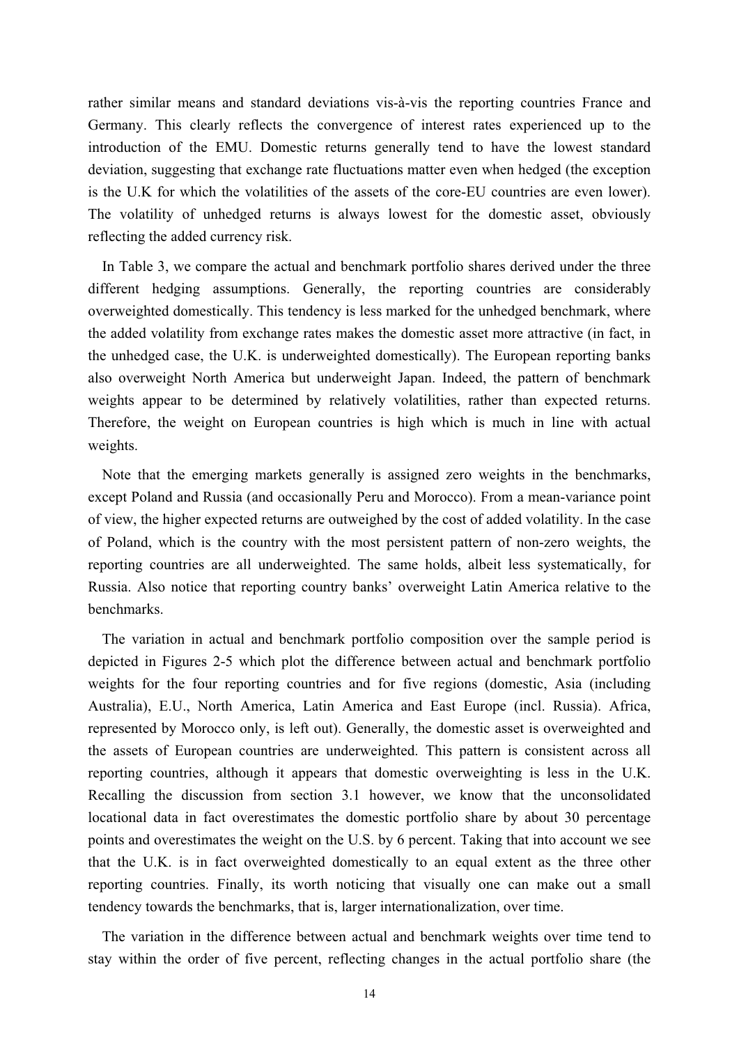rather similar means and standard deviations vis-à-vis the reporting countries France and Germany. This clearly reflects the convergence of interest rates experienced up to the introduction of the EMU. Domestic returns generally tend to have the lowest standard deviation, suggesting that exchange rate fluctuations matter even when hedged (the exception is the U.K for which the volatilities of the assets of the core-EU countries are even lower). The volatility of unhedged returns is always lowest for the domestic asset, obviously reflecting the added currency risk.

In Table 3, we compare the actual and benchmark portfolio shares derived under the three different hedging assumptions. Generally, the reporting countries are considerably overweighted domestically. This tendency is less marked for the unhedged benchmark, where the added volatility from exchange rates makes the domestic asset more attractive (in fact, in the unhedged case, the U.K. is underweighted domestically). The European reporting banks also overweight North America but underweight Japan. Indeed, the pattern of benchmark weights appear to be determined by relatively volatilities, rather than expected returns. Therefore, the weight on European countries is high which is much in line with actual weights.

Note that the emerging markets generally is assigned zero weights in the benchmarks, except Poland and Russia (and occasionally Peru and Morocco). From a mean-variance point of view, the higher expected returns are outweighed by the cost of added volatility. In the case of Poland, which is the country with the most persistent pattern of non-zero weights, the reporting countries are all underweighted. The same holds, albeit less systematically, for Russia. Also notice that reporting country banks' overweight Latin America relative to the benchmarks.

The variation in actual and benchmark portfolio composition over the sample period is depicted in Figures 2-5 which plot the difference between actual and benchmark portfolio weights for the four reporting countries and for five regions (domestic, Asia (including Australia), E.U., North America, Latin America and East Europe (incl. Russia). Africa, represented by Morocco only, is left out). Generally, the domestic asset is overweighted and the assets of European countries are underweighted. This pattern is consistent across all reporting countries, although it appears that domestic overweighting is less in the U.K. Recalling the discussion from section 3.1 however, we know that the unconsolidated locational data in fact overestimates the domestic portfolio share by about 30 percentage points and overestimates the weight on the U.S. by 6 percent. Taking that into account we see that the U.K. is in fact overweighted domestically to an equal extent as the three other reporting countries. Finally, its worth noticing that visually one can make out a small tendency towards the benchmarks, that is, larger internationalization, over time.

The variation in the difference between actual and benchmark weights over time tend to stay within the order of five percent, reflecting changes in the actual portfolio share (the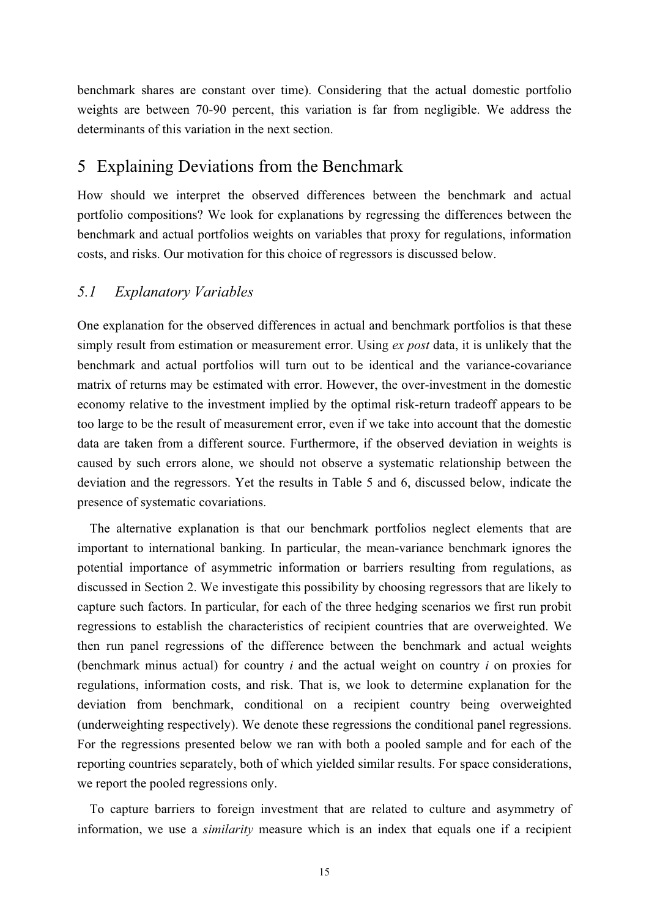benchmark shares are constant over time). Considering that the actual domestic portfolio weights are between 70-90 percent, this variation is far from negligible. We address the determinants of this variation in the next section.

# 5 Explaining Deviations from the Benchmark

How should we interpret the observed differences between the benchmark and actual portfolio compositions? We look for explanations by regressing the differences between the benchmark and actual portfolios weights on variables that proxy for regulations, information costs, and risks. Our motivation for this choice of regressors is discussed below.

## *5.1 Explanatory Variables*

One explanation for the observed differences in actual and benchmark portfolios is that these simply result from estimation or measurement error. Using *ex post* data, it is unlikely that the benchmark and actual portfolios will turn out to be identical and the variance-covariance matrix of returns may be estimated with error. However, the over-investment in the domestic economy relative to the investment implied by the optimal risk-return tradeoff appears to be too large to be the result of measurement error, even if we take into account that the domestic data are taken from a different source. Furthermore, if the observed deviation in weights is caused by such errors alone, we should not observe a systematic relationship between the deviation and the regressors. Yet the results in Table 5 and 6, discussed below, indicate the presence of systematic covariations.

The alternative explanation is that our benchmark portfolios neglect elements that are important to international banking. In particular, the mean-variance benchmark ignores the potential importance of asymmetric information or barriers resulting from regulations, as discussed in Section 2. We investigate this possibility by choosing regressors that are likely to capture such factors. In particular, for each of the three hedging scenarios we first run probit regressions to establish the characteristics of recipient countries that are overweighted. We then run panel regressions of the difference between the benchmark and actual weights (benchmark minus actual) for country $i$ and the actual weight on country $i$ on proxies for regulations, information costs, and risk. That is, we look to determine explanation for the deviation from benchmark, conditional on a recipient country being overweighted (underweighting respectively). We denote these regressions the conditional panel regressions. For the regressions presented below we ran with both a pooled sample and for each of the reporting countries separately, both of which yielded similar results. For space considerations, we report the pooled regressions only.

To capture barriers to foreign investment that are related to culture and asymmetry of information, we use a *similarity* measure which is an index that equals one if a recipient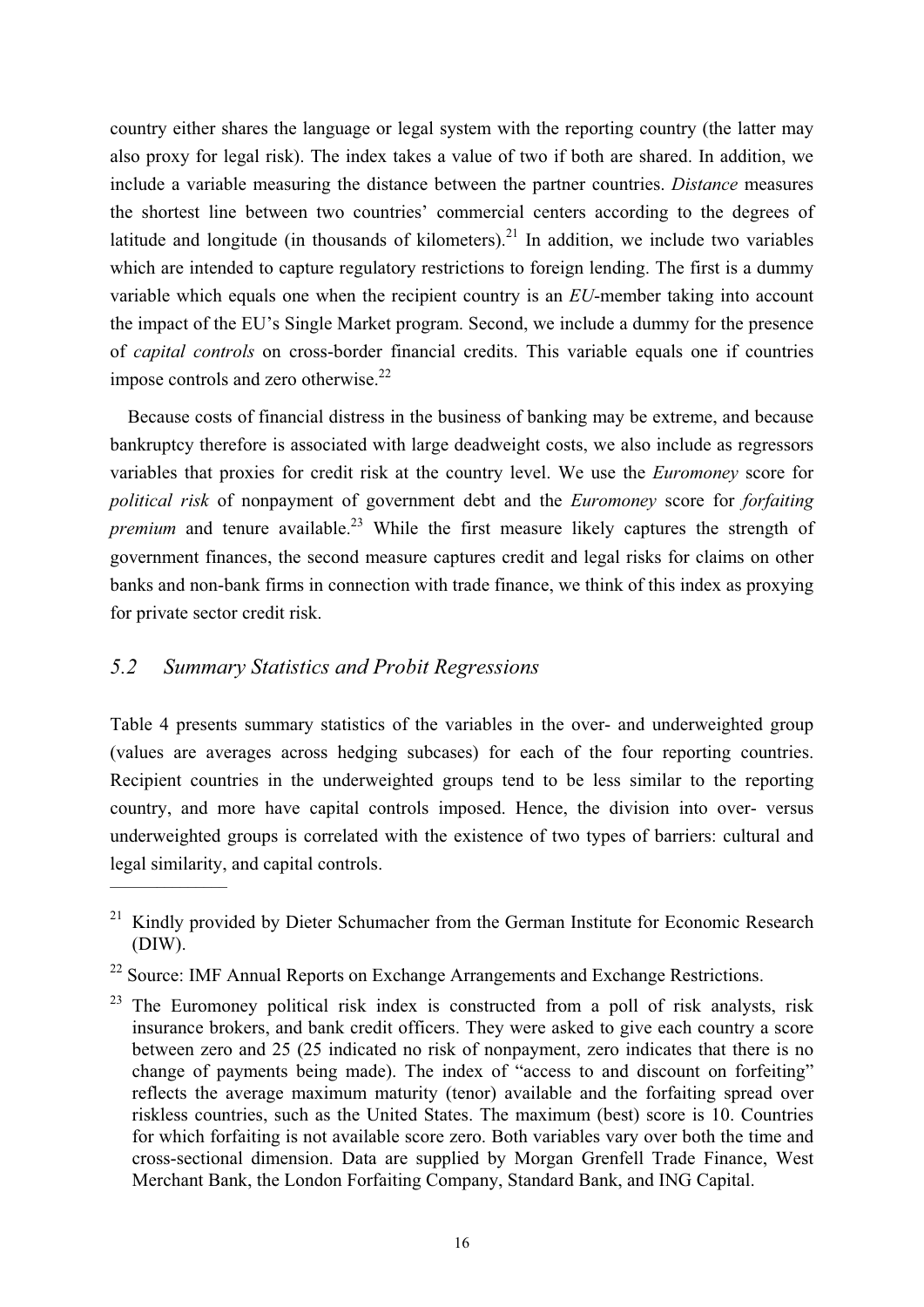country either shares the language or legal system with the reporting country (the latter may also proxy for legal risk). The index takes a value of two if both are shared. In addition, we include a variable measuring the distance between the partner countries. *Distance* measures the shortest line between two countries' commercial centers according to the degrees of latitude and longitude (in thousands of kilometers).[21] In addition, we include two variables which are intended to capture regulatory restrictions to foreign lending. The first is a dummy variable which equals one when the recipient country is an *EU*-member taking into account the impact of the EU's Single Market program. Second, we include a dummy for the presence of *capital controls* on cross-border financial credits. This variable equals one if countries impose controls and zero otherwise.[22]

Because costs of financial distress in the business of banking may be extreme, and because bankruptcy therefore is associated with large deadweight costs, we also include as regressors variables that proxies for credit risk at the country level. We use the *Euromoney* score for *political risk* of nonpayment of government debt and the *Euromoney* score for *forfaiting premium* and tenure available.[23] While the first measure likely captures the strength of government finances, the second measure captures credit and legal risks for claims on other banks and non-bank firms in connection with trade finance, we think of this index as proxying for private sector credit risk.

## 5.2 Summary Statistics and Probit Regressions

Table 4 presents summary statistics of the variables in the over- and underweighted group (values are averages across hedging subcases) for each of the four reporting countries. Recipient countries in the underweighted groups tend to be less similar to the reporting country, and more have capital controls imposed. Hence, the division into over- versus underweighted groups is correlated with the existence of two types of barriers: cultural and legal similarity, and capital controls.

---

[21] Kindly provided by Dieter Schumacher from the German Institute for Economic Research (DIW).

[22] Source: IMF Annual Reports on Exchange Arrangements and Exchange Restrictions.

[23] The Euromoney political risk index is constructed from a poll of risk analysts, risk insurance brokers, and bank credit officers. They were asked to give each country a score between zero and 25 (25 indicated no risk of nonpayment, zero indicates that there is no change of payments being made). The index of "access to and discount on forfeiting" reflects the average maximum maturity (tenor) available and the forfaiting spread over riskless countries, such as the United States. The maximum (best) score is 10. Countries for which forfaiting is not available score zero. Both variables vary over both the time and cross-sectional dimension. Data are supplied by Morgan Grenfell Trade Finance, West Merchant Bank, the London Forfaiting Company, Standard Bank, and ING Capital.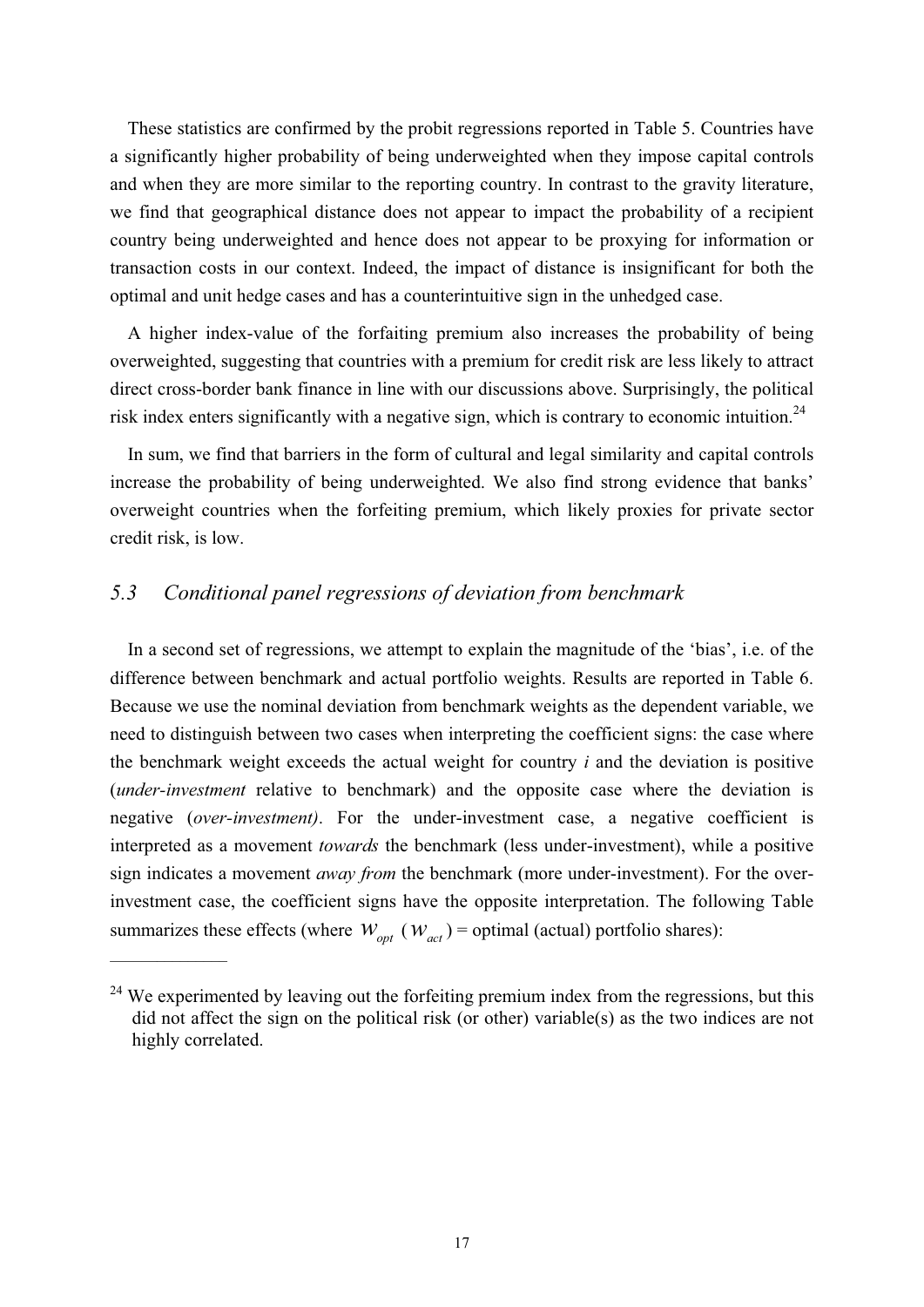These statistics are confirmed by the probit regressions reported in Table 5. Countries have a significantly higher probability of being underweighted when they impose capital controls and when they are more similar to the reporting country. In contrast to the gravity literature, we find that geographical distance does not appear to impact the probability of a recipient country being underweighted and hence does not appear to be proxying for information or transaction costs in our context. Indeed, the impact of distance is insignificant for both the optimal and unit hedge cases and has a counterintuitive sign in the unhedged case.

A higher index-value of the forfaiting premium also increases the probability of being overweighted, suggesting that countries with a premium for credit risk are less likely to attract direct cross-border bank finance in line with our discussions above. Surprisingly, the political risk index enters significantly with a negative sign, which is contrary to economic intuition.[24]

In sum, we find that barriers in the form of cultural and legal similarity and capital controls increase the probability of being underweighted. We also find strong evidence that banks' overweight countries when the forfeiting premium, which likely proxies for private sector credit risk, is low.

## *5.3 Conditional panel regressions of deviation from benchmark*

In a second set of regressions, we attempt to explain the magnitude of the 'bias', i.e. of the difference between benchmark and actual portfolio weights. Results are reported in Table 6. Because we use the nominal deviation from benchmark weights as the dependent variable, we need to distinguish between two cases when interpreting the coefficient signs: the case where the benchmark weight exceeds the actual weight for country *i* and the deviation is positive (*under-investment* relative to benchmark) and the opposite case where the deviation is negative (*over-investment)*. For the under-investment case, a negative coefficient is interpreted as a movement *towards* the benchmark (less under-investment), while a positive sign indicates a movement *away from* the benchmark (more under-investment). For the over-investment case, the coefficient signs have the opposite interpretation. The following Table summarizes these effects (where $w_{opt}$ ($w_{act}$) = optimal (actual) portfolio shares):

[24] We experimented by leaving out the forfeiting premium index from the regressions, but this did not affect the sign on the political risk (or other) variable(s) as the two indices are not highly correlated.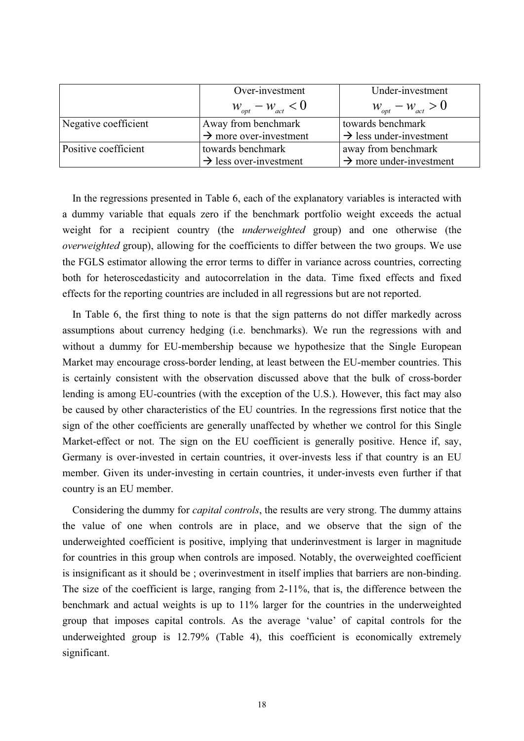| | Over-investment<br>$w_{opt} - w_{act} < 0$ | Under-investment<br>$w_{opt} - w_{act} > 0$ |
|---|---|---|
| Negative coefficient | Away from benchmark<br>→ more over-investment | towards benchmark<br>→ less under-investment |
| Positive coefficient | towards benchmark<br>→ less over-investment | away from benchmark<br>→ more under-investment |

In the regressions presented in Table 6, each of the explanatory variables is interacted with a dummy variable that equals zero if the benchmark portfolio weight exceeds the actual weight for a recipient country (the *underweighted* group) and one otherwise (the *overweighted* group), allowing for the coefficients to differ between the two groups. We use the FGLS estimator allowing the error terms to differ in variance across countries, correcting both for heteroscedasticity and autocorrelation in the data. Time fixed effects and fixed effects for the reporting countries are included in all regressions but are not reported.

In Table 6, the first thing to note is that the sign patterns do not differ markedly across assumptions about currency hedging (i.e. benchmarks). We run the regressions with and without a dummy for EU-membership because we hypothesize that the Single European Market may encourage cross-border lending, at least between the EU-member countries. This is certainly consistent with the observation discussed above that the bulk of cross-border lending is among EU-countries (with the exception of the U.S.). However, this fact may also be caused by other characteristics of the EU countries. In the regressions first notice that the sign of the other coefficients are generally unaffected by whether we control for this Single Market-effect or not. The sign on the EU coefficient is generally positive. Hence if, say, Germany is over-invested in certain countries, it over-invests less if that country is an EU member. Given its under-investing in certain countries, it under-invests even further if that country is an EU member.

Considering the dummy for *capital controls*, the results are very strong. The dummy attains the value of one when controls are in place, and we observe that the sign of the underweighted coefficient is positive, implying that underinvestment is larger in magnitude for countries in this group when controls are imposed. Notably, the overweighted coefficient is insignificant as it should be ; overinvestment in itself implies that barriers are non-binding. The size of the coefficient is large, ranging from 2-11%, that is, the difference between the benchmark and actual weights is up to 11% larger for the countries in the underweighted group that imposes capital controls. As the average 'value' of capital controls for the underweighted group is 12.79% (Table 4), this coefficient is economically extremely significant.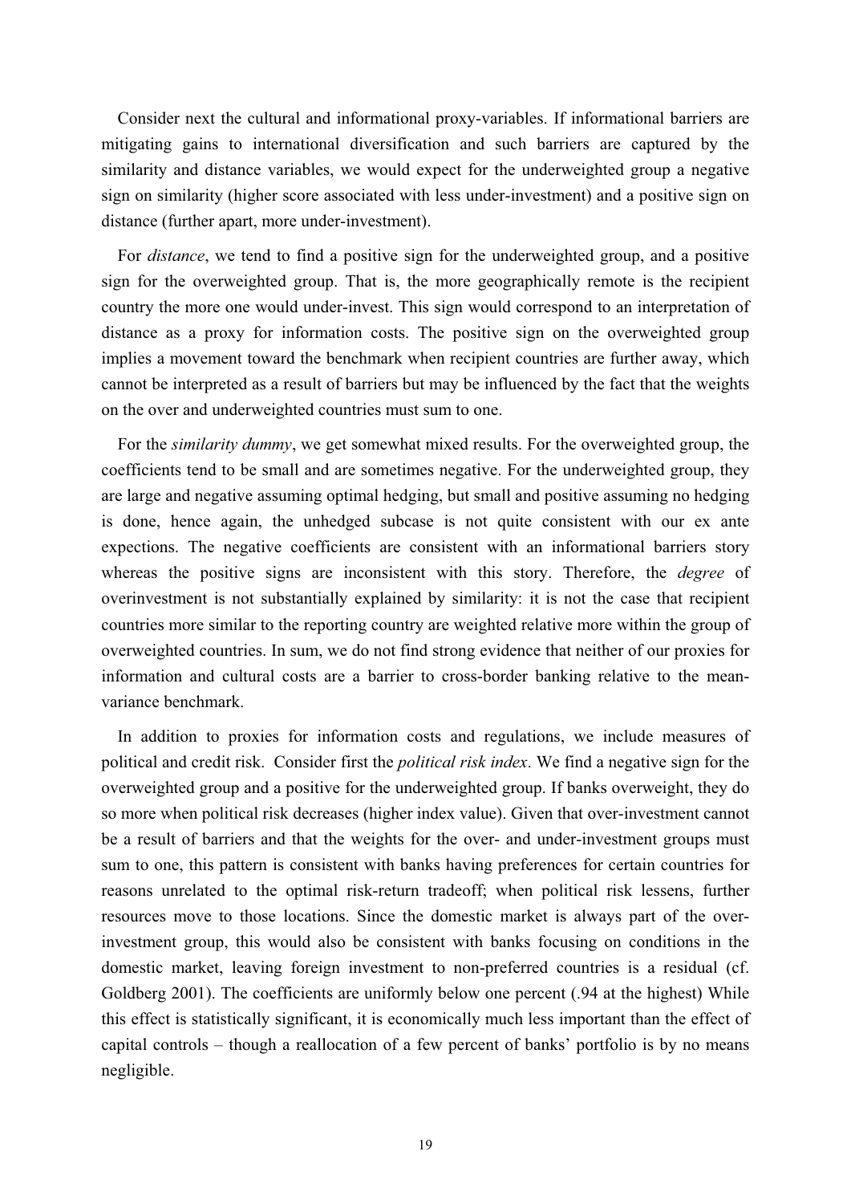Consider next the cultural and informational proxy-variables. If informational barriers are mitigating gains to international diversification and such barriers are captured by the similarity and distance variables, we would expect for the underweighted group a negative sign on similarity (higher score associated with less under-investment) and a positive sign on distance (further apart, more under-investment).

For *distance*, we tend to find a positive sign for the underweighted group, and a positive sign for the overweighted group. That is, the more geographically remote is the recipient country the more one would under-invest. This sign would correspond to an interpretation of distance as a proxy for information costs. The positive sign on the overweighted group implies a movement toward the benchmark when recipient countries are further away, which cannot be interpreted as a result of barriers but may be influenced by the fact that the weights on the over and underweighted countries must sum to one.

For the *similarity dummy*, we get somewhat mixed results. For the overweighted group, the coefficients tend to be small and are sometimes negative. For the underweighted group, they are large and negative assuming optimal hedging, but small and positive assuming no hedging is done, hence again, the unhedged subcase is not quite consistent with our ex ante expections. The negative coefficients are consistent with an informational barriers story whereas the positive signs are inconsistent with this story. Therefore, the *degree* of overinvestment is not substantially explained by similarity: it is not the case that recipient countries more similar to the reporting country are weighted relative more within the group of overweighted countries. In sum, we do not find strong evidence that neither of our proxies for information and cultural costs are a barrier to cross-border banking relative to the mean-variance benchmark.

In addition to proxies for information costs and regulations, we include measures of political and credit risk. Consider first the *political risk index*. We find a negative sign for the overweighted group and a positive for the underweighted group. If banks overweight, they do so more when political risk decreases (higher index value). Given that over-investment cannot be a result of barriers and that the weights for the over- and under-investment groups must sum to one, this pattern is consistent with banks having preferences for certain countries for reasons unrelated to the optimal risk-return tradeoff; when political risk lessens, further resources move to those locations. Since the domestic market is always part of the over-investment group, this would also be consistent with banks focusing on conditions in the domestic market, leaving foreign investment to non-preferred countries is a residual (cf. Goldberg 2001). The coefficients are uniformly below one percent (.94 at the highest) While this effect is statistically significant, it is economically much less important than the effect of capital controls – though a reallocation of a few percent of banks' portfolio is by no means negligible.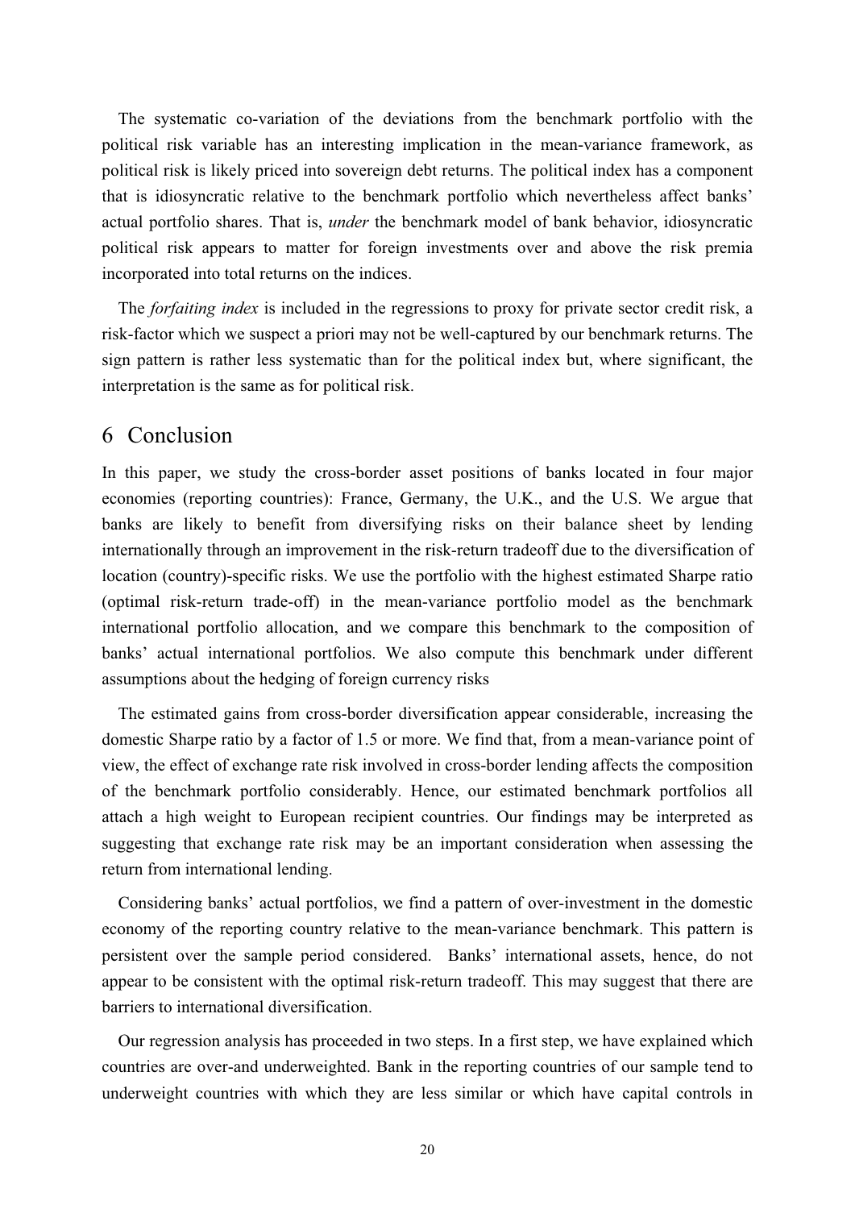The systematic co-variation of the deviations from the benchmark portfolio with the political risk variable has an interesting implication in the mean-variance framework, as political risk is likely priced into sovereign debt returns. The political index has a component that is idiosyncratic relative to the benchmark portfolio which nevertheless affect banks' actual portfolio shares. That is, *under* the benchmark model of bank behavior, idiosyncratic political risk appears to matter for foreign investments over and above the risk premia incorporated into total returns on the indices.

The *forfaiting index* is included in the regressions to proxy for private sector credit risk, a risk-factor which we suspect a priori may not be well-captured by our benchmark returns. The sign pattern is rather less systematic than for the political index but, where significant, the interpretation is the same as for political risk.

# 6 Conclusion

In this paper, we study the cross-border asset positions of banks located in four major economies (reporting countries): France, Germany, the U.K., and the U.S. We argue that banks are likely to benefit from diversifying risks on their balance sheet by lending internationally through an improvement in the risk-return tradeoff due to the diversification of location (country)-specific risks. We use the portfolio with the highest estimated Sharpe ratio (optimal risk-return trade-off) in the mean-variance portfolio model as the benchmark international portfolio allocation, and we compare this benchmark to the composition of banks' actual international portfolios. We also compute this benchmark under different assumptions about the hedging of foreign currency risks

The estimated gains from cross-border diversification appear considerable, increasing the domestic Sharpe ratio by a factor of 1.5 or more. We find that, from a mean-variance point of view, the effect of exchange rate risk involved in cross-border lending affects the composition of the benchmark portfolio considerably. Hence, our estimated benchmark portfolios all attach a high weight to European recipient countries. Our findings may be interpreted as suggesting that exchange rate risk may be an important consideration when assessing the return from international lending.

Considering banks' actual portfolios, we find a pattern of over-investment in the domestic economy of the reporting country relative to the mean-variance benchmark. This pattern is persistent over the sample period considered. Banks' international assets, hence, do not appear to be consistent with the optimal risk-return tradeoff. This may suggest that there are barriers to international diversification.

Our regression analysis has proceeded in two steps. In a first step, we have explained which countries are over-and underweighted. Bank in the reporting countries of our sample tend to underweight countries with which they are less similar or which have capital controls in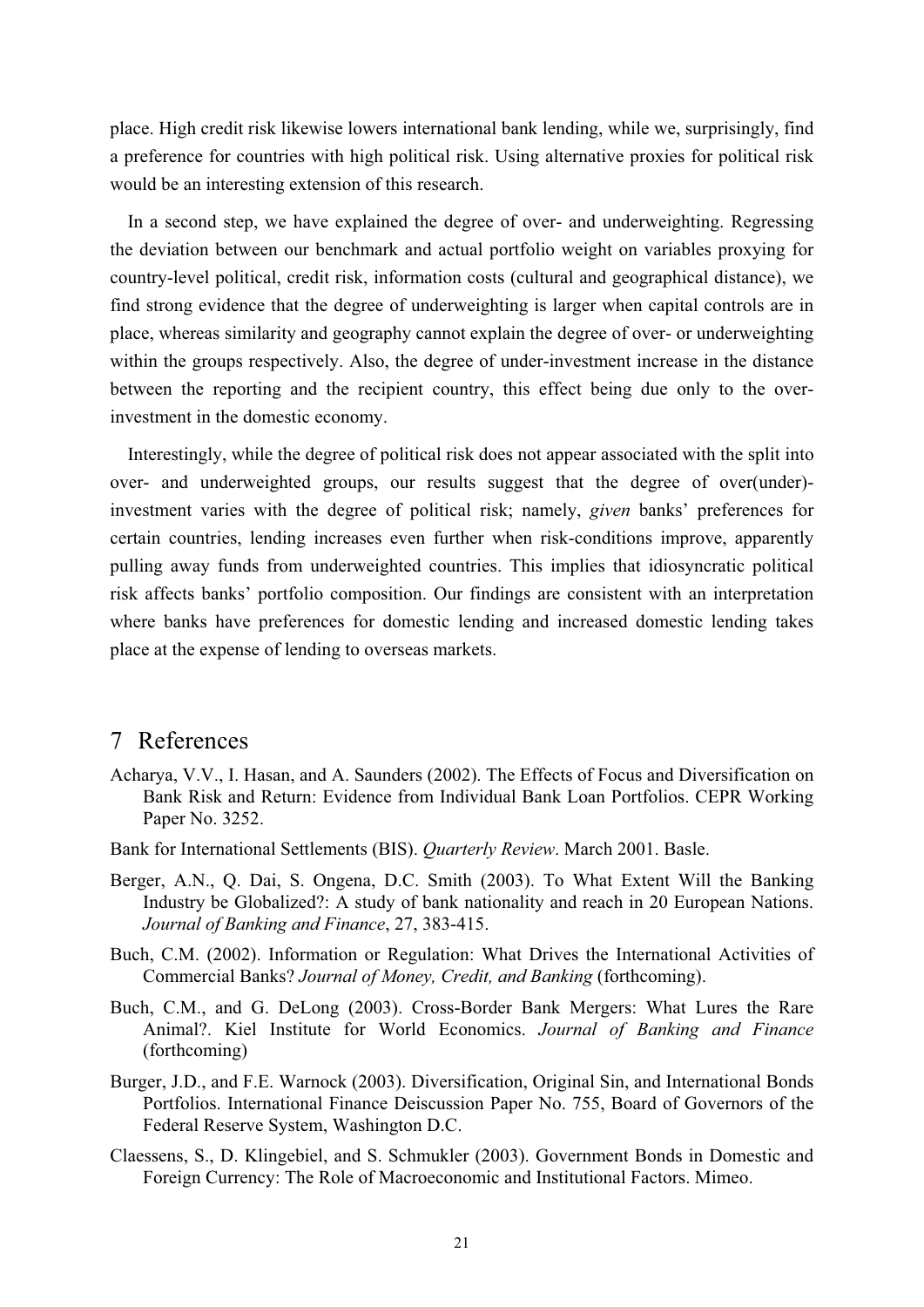place. High credit risk likewise lowers international bank lending, while we, surprisingly, find a preference for countries with high political risk. Using alternative proxies for political risk would be an interesting extension of this research.

In a second step, we have explained the degree of over- and underweighting. Regressing the deviation between our benchmark and actual portfolio weight on variables proxying for country-level political, credit risk, information costs (cultural and geographical distance), we find strong evidence that the degree of underweighting is larger when capital controls are in place, whereas similarity and geography cannot explain the degree of over- or underweighting within the groups respectively. Also, the degree of under-investment increase in the distance between the reporting and the recipient country, this effect being due only to the over-investment in the domestic economy.

Interestingly, while the degree of political risk does not appear associated with the split into over- and underweighted groups, our results suggest that the degree of over(under)-investment varies with the degree of political risk; namely, *given* banks' preferences for certain countries, lending increases even further when risk-conditions improve, apparently pulling away funds from underweighted countries. This implies that idiosyncratic political risk affects banks' portfolio composition. Our findings are consistent with an interpretation where banks have preferences for domestic lending and increased domestic lending takes place at the expense of lending to overseas markets.

# 7 References

Acharya, V.V., I. Hasan, and A. Saunders (2002). The Effects of Focus and Diversification on Bank Risk and Return: Evidence from Individual Bank Loan Portfolios. CEPR Working Paper No. 3252.

Bank for International Settlements (BIS). *Quarterly Review*. March 2001. Basle.

Berger, A.N., Q. Dai, S. Ongena, D.C. Smith (2003). To What Extent Will the Banking Industry be Globalized?: A study of bank nationality and reach in 20 European Nations. *Journal of Banking and Finance*, 27, 383-415.

Buch, C.M. (2002). Information or Regulation: What Drives the International Activities of Commercial Banks? *Journal of Money, Credit, and Banking* (forthcoming).

Buch, C.M., and G. DeLong (2003). Cross-Border Bank Mergers: What Lures the Rare Animal?. Kiel Institute for World Economics. *Journal of Banking and Finance* (forthcoming)

Burger, J.D., and F.E. Warnock (2003). Diversification, Original Sin, and International Bonds Portfolios. International Finance Deiscussion Paper No. 755, Board of Governors of the Federal Reserve System, Washington D.C.

Claessens, S., D. Klingebiel, and S. Schmukler (2003). Government Bonds in Domestic and Foreign Currency: The Role of Macroeconomic and Institutional Factors. Mimeo.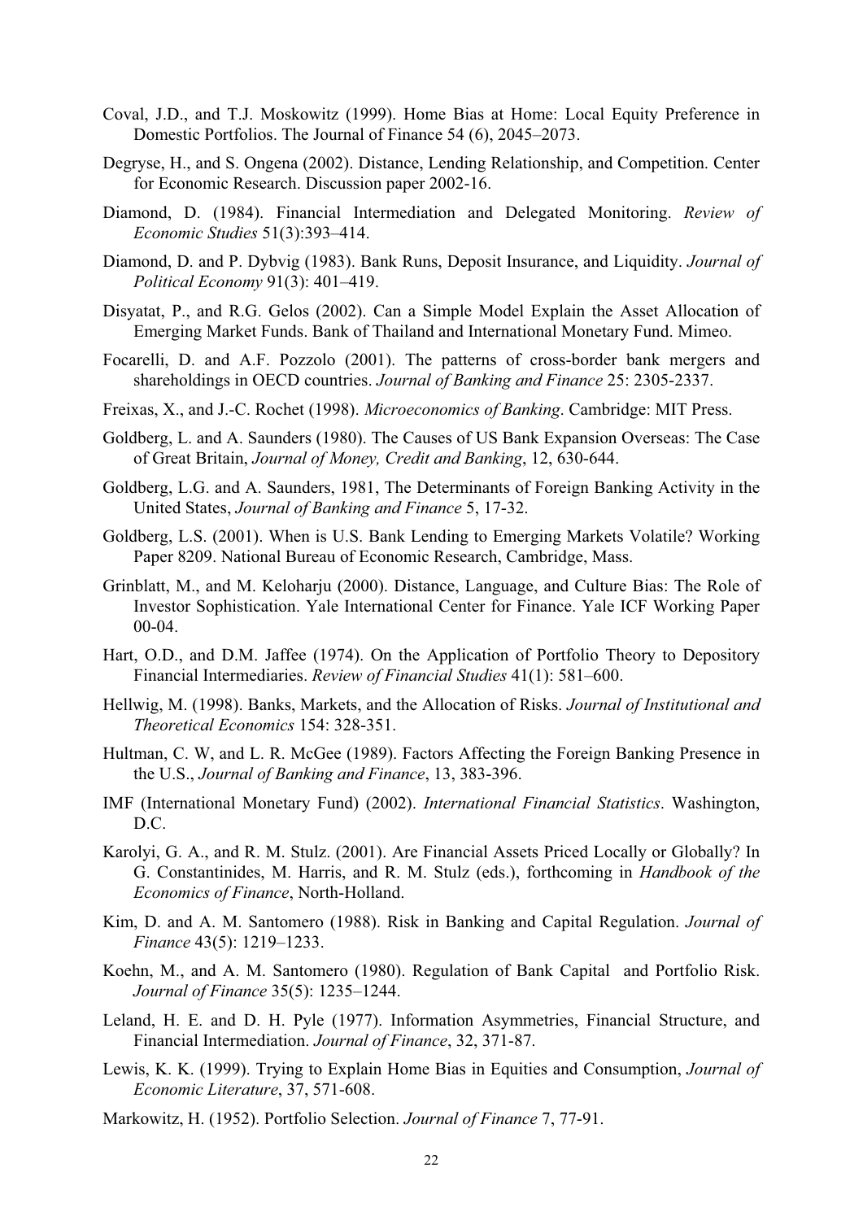Coval, J.D., and T.J. Moskowitz (1999). Home Bias at Home: Local Equity Preference in Domestic Portfolios. The Journal of Finance 54 (6), 2045–2073.

Degryse, H., and S. Ongena (2002). Distance, Lending Relationship, and Competition. Center for Economic Research. Discussion paper 2002-16.

Diamond, D. (1984). Financial Intermediation and Delegated Monitoring. *Review of Economic Studies* 51(3):393–414.

Diamond, D. and P. Dybvig (1983). Bank Runs, Deposit Insurance, and Liquidity. *Journal of Political Economy* 91(3): 401–419.

Disyatat, P., and R.G. Gelos (2002). Can a Simple Model Explain the Asset Allocation of Emerging Market Funds. Bank of Thailand and International Monetary Fund. Mimeo.

Focarelli, D. and A.F. Pozzolo (2001). The patterns of cross-border bank mergers and shareholdings in OECD countries. *Journal of Banking and Finance* 25: 2305-2337.

Freixas, X., and J.-C. Rochet (1998). *Microeconomics of Banking*. Cambridge: MIT Press.

Goldberg, L. and A. Saunders (1980). The Causes of US Bank Expansion Overseas: The Case of Great Britain, *Journal of Money, Credit and Banking*, 12, 630-644.

Goldberg, L.G. and A. Saunders, 1981, The Determinants of Foreign Banking Activity in the United States, *Journal of Banking and Finance* 5, 17-32.

Goldberg, L.S. (2001). When is U.S. Bank Lending to Emerging Markets Volatile? Working Paper 8209. National Bureau of Economic Research, Cambridge, Mass.

Grinblatt, M., and M. Keloharju (2000). Distance, Language, and Culture Bias: The Role of Investor Sophistication. Yale International Center for Finance. Yale ICF Working Paper 00-04.

Hart, O.D., and D.M. Jaffee (1974). On the Application of Portfolio Theory to Depository Financial Intermediaries. *Review of Financial Studies* 41(1): 581–600.

Hellwig, M. (1998). Banks, Markets, and the Allocation of Risks. *Journal of Institutional and Theoretical Economics* 154: 328-351.

Hultman, C. W, and L. R. McGee (1989). Factors Affecting the Foreign Banking Presence in the U.S., *Journal of Banking and Finance*, 13, 383-396.

IMF (International Monetary Fund) (2002). *International Financial Statistics*. Washington, D.C.

Karolyi, G. A., and R. M. Stulz. (2001). Are Financial Assets Priced Locally or Globally? In G. Constantinides, M. Harris, and R. M. Stulz (eds.), forthcoming in *Handbook of the Economics of Finance*, North-Holland.

Kim, D. and A. M. Santomero (1988). Risk in Banking and Capital Regulation. *Journal of Finance* 43(5): 1219–1233.

Koehn, M., and A. M. Santomero (1980). Regulation of Bank Capital and Portfolio Risk. *Journal of Finance* 35(5): 1235–1244.

Leland, H. E. and D. H. Pyle (1977). Information Asymmetries, Financial Structure, and Financial Intermediation. *Journal of Finance*, 32, 371-87.

Lewis, K. K. (1999). Trying to Explain Home Bias in Equities and Consumption, *Journal of Economic Literature*, 37, 571-608.

Markowitz, H. (1952). Portfolio Selection. *Journal of Finance* 7, 77-91.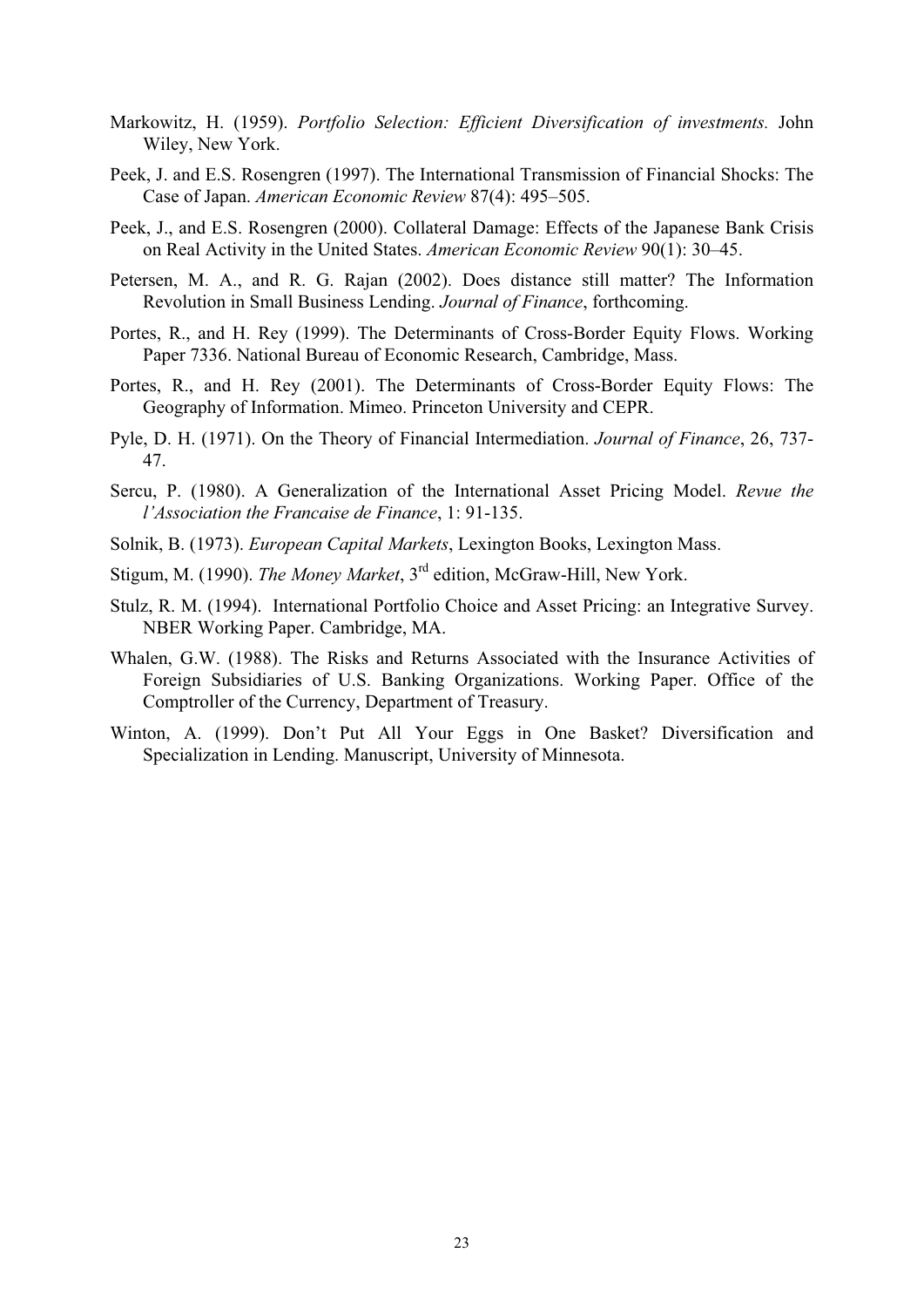Markowitz, H. (1959). *Portfolio Selection: Efficient Diversification of investments.* John Wiley, New York.

Peek, J. and E.S. Rosengren (1997). The International Transmission of Financial Shocks: The Case of Japan. *American Economic Review* 87(4): 495–505.

Peek, J., and E.S. Rosengren (2000). Collateral Damage: Effects of the Japanese Bank Crisis on Real Activity in the United States. *American Economic Review* 90(1): 30–45.

Petersen, M. A., and R. G. Rajan (2002). Does distance still matter? The Information Revolution in Small Business Lending. *Journal of Finance*, forthcoming.

Portes, R., and H. Rey (1999). The Determinants of Cross-Border Equity Flows. Working Paper 7336. National Bureau of Economic Research, Cambridge, Mass.

Portes, R., and H. Rey (2001). The Determinants of Cross-Border Equity Flows: The Geography of Information. Mimeo. Princeton University and CEPR.

Pyle, D. H. (1971). On the Theory of Financial Intermediation. *Journal of Finance*, 26, 737-47.

Sercu, P. (1980). A Generalization of the International Asset Pricing Model. *Revue the l'Association the Francaise de Finance*, 1: 91-135.

Solnik, B. (1973). *European Capital Markets*, Lexington Books, Lexington Mass.

Stigum, M. (1990). *The Money Market*, 3rd edition, McGraw-Hill, New York.

Stulz, R. M. (1994). International Portfolio Choice and Asset Pricing: an Integrative Survey. NBER Working Paper. Cambridge, MA.

Whalen, G.W. (1988). The Risks and Returns Associated with the Insurance Activities of Foreign Subsidiaries of U.S. Banking Organizations. Working Paper. Office of the Comptroller of the Currency, Department of Treasury.

Winton, A. (1999). Don't Put All Your Eggs in One Basket? Diversification and Specialization in Lending. Manuscript, University of Minnesota.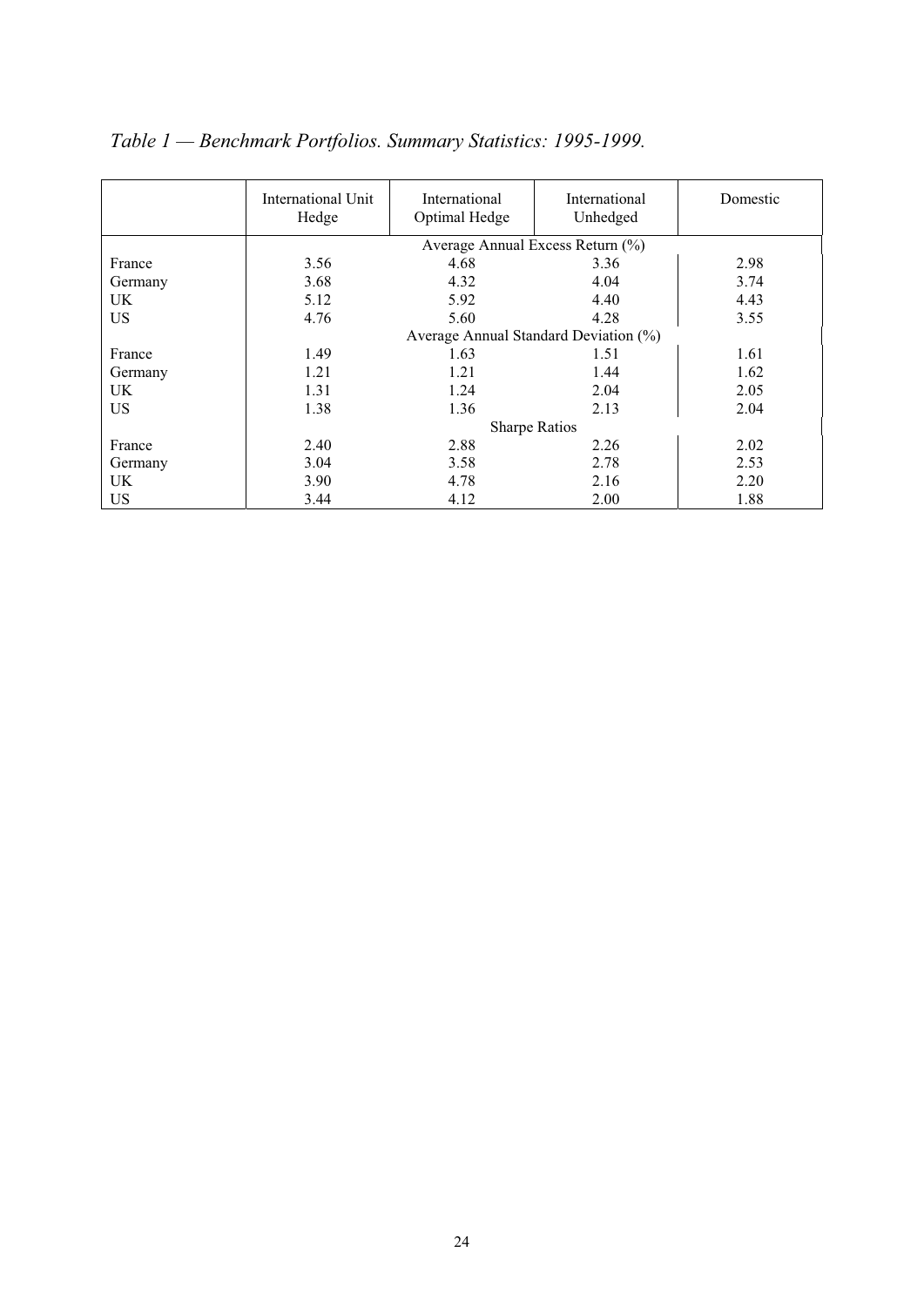*Table 1 — Benchmark Portfolios. Summary Statistics: 1995-1999.*

| | International Unit Hedge | International Optimal Hedge | International Unhedged | Domestic |
|---|---|---|---|---|
| | Average Annual Excess Return (%) | | | |
| France | 3.56 | 4.68 | 3.36 | 2.98 |
| Germany | 3.68 | 4.32 | 4.04 | 3.74 |
| UK | 5.12 | 5.92 | 4.40 | 4.43 |
| US | 4.76 | 5.60 | 4.28 | 3.55 |
| | Average Annual Standard Deviation (%) | | | |
| France | 1.49 | 1.63 | 1.51 | 1.61 |
| Germany | 1.21 | 1.21 | 1.44 | 1.62 |
| UK | 1.31 | 1.24 | 2.04 | 2.05 |
| US | 1.38 | 1.36 | 2.13 | 2.04 |
| | Sharpe Ratios | | | |
| France | 2.40 | 2.88 | 2.26 | 2.02 |
| Germany | 3.04 | 3.58 | 2.78 | 2.53 |
| UK | 3.90 | 4.78 | 2.16 | 2.20 |
| US | 3.44 | 4.12 | 2.00 | 1.88 |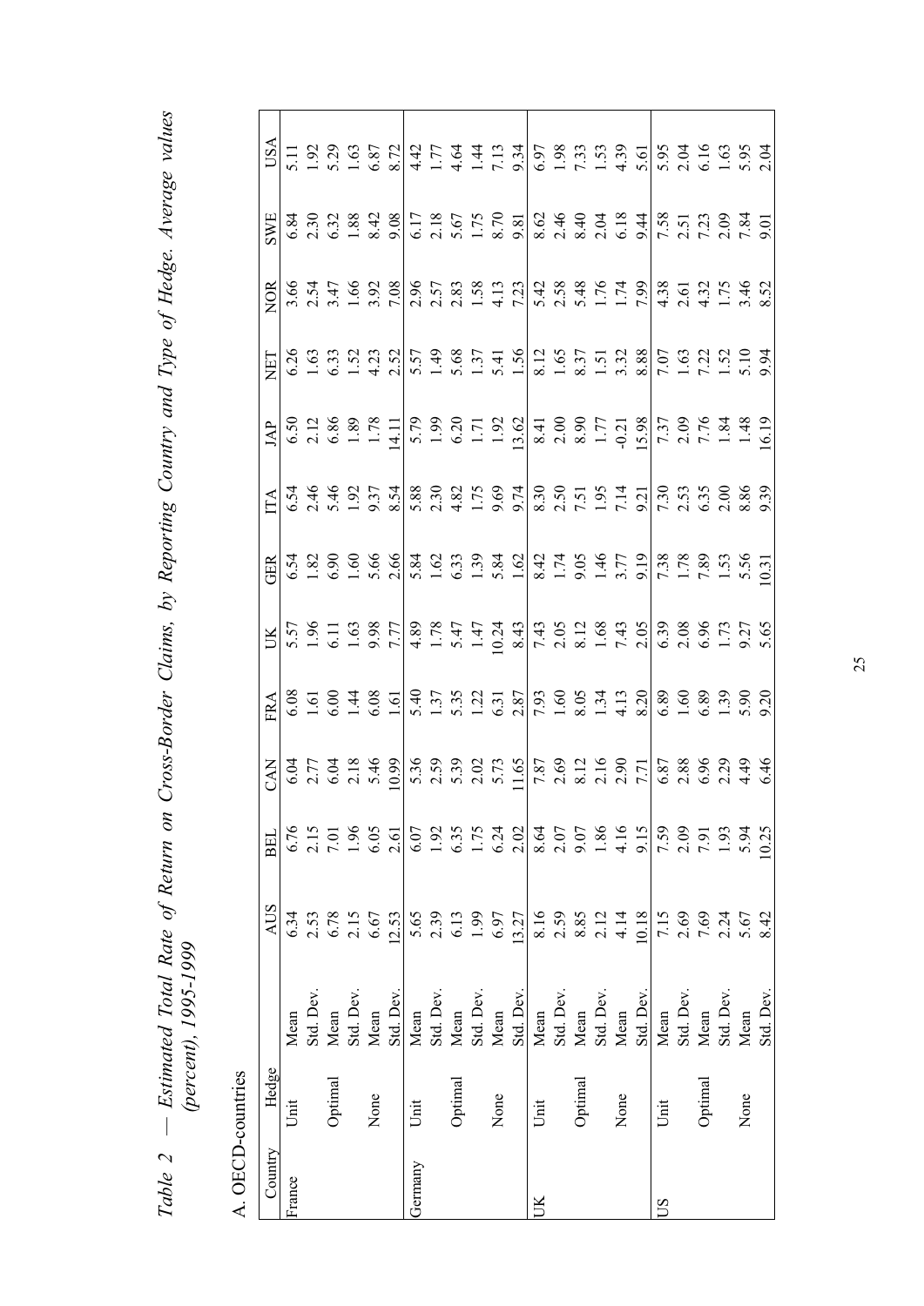*Table 2 — Estimated Total Rate of Return on Cross-Border Claims, by Reporting Country and Type of Hedge. Average values (percent), 1995-1999*

A. OECD-countries

| Country | Hedge | | AUS | BEL | CAN | FRA | UK | GER | ITA | JAP | NET | NOR | SWE | USA |
|---|---|---|---|---|---|---|---|---|---|---|---|---|---|---|
| France | Unit | Mean | 6.34 | 6.76 | 6.04 | 6.08 | 5.57 | 6.54 | 6.54 | 6.50 | 6.26 | 3.66 | 6.84 | 5.11 |
| | | Std. Dev. | 2.53 | 2.15 | 2.77 | 1.61 | 1.96 | 1.82 | 2.46 | 2.12 | 1.63 | 2.54 | 2.30 | 1.92 |
| | Optimal | Mean | 6.78 | 7.01 | 6.04 | 6.00 | 6.11 | 6.90 | 5.46 | 6.86 | 6.33 | 3.47 | 6.32 | 5.29 |
| | | Std. Dev. | 2.15 | 1.96 | 2.18 | 1.44 | 1.63 | 1.60 | 1.92 | 1.89 | 1.52 | 1.66 | 1.88 | 1.63 |
| | None | Mean | 6.67 | 6.05 | 5.46 | 6.08 | 9.98 | 5.66 | 9.37 | 1.78 | 4.23 | 3.92 | 8.42 | 6.87 |
| | | Std. Dev. | 12.53 | 2.61 | 10.99 | 1.61 | 7.77 | 2.66 | 8.54 | 14.11 | 2.52 | 7.08 | 9.08 | 8.72 |
| Germany | Unit | Mean | 5.65 | 6.07 | 5.36 | 5.40 | 4.89 | 5.84 | 5.88 | 5.79 | 5.57 | 2.96 | 6.17 | 4.42 |
| | | Std. Dev. | 2.39 | 1.92 | 2.59 | 1.37 | 1.78 | 1.62 | 2.30 | 1.99 | 1.49 | 2.57 | 2.18 | 1.77 |
| | Optimal | Mean | 6.13 | 6.35 | 5.39 | 5.35 | 5.47 | 6.33 | 4.82 | 6.20 | 5.68 | 2.83 | 5.67 | 4.64 |
| | | Std. Dev. | 1.99 | 1.75 | 2.02 | 1.22 | 1.47 | 1.39 | 1.75 | 1.71 | 1.37 | 1.58 | 1.75 | 1.44 |
| | None | Mean | 6.97 | 6.24 | 5.73 | 6.31 | 10.24 | 5.84 | 9.69 | 1.92 | 5.41 | 4.13 | 8.70 | 7.13 |
| | | Std. Dev. | 13.27 | 2.02 | 11.65 | 2.87 | 8.43 | 1.62 | 9.74 | 13.62 | 1.56 | 7.23 | 9.81 | 9.34 |
| UK | Unit | Mean | 8.16 | 8.64 | 7.87 | 7.93 | 7.43 | 8.42 | 8.30 | 8.41 | 8.12 | 5.42 | 8.62 | 6.97 |
| | | Std. Dev. | 2.59 | 2.07 | 2.69 | 1.60 | 2.05 | 1.74 | 2.50 | 2.00 | 1.65 | 2.58 | 2.46 | 1.98 |
| | Optimal | Mean | 8.85 | 9.07 | 8.12 | 8.05 | 8.12 | 9.05 | 7.51 | 8.90 | 8.37 | 5.48 | 8.40 | 7.33 |
| | | Std. Dev. | 2.12 | 1.86 | 2.16 | 1.34 | 1.68 | 1.46 | 1.95 | 1.77 | 1.51 | 1.76 | 2.04 | 1.53 |
| | None | Mean | 4.14 | 4.16 | 2.90 | 4.13 | 7.43 | 3.77 | 7.14 | -0.21 | 3.32 | 1.74 | 6.18 | 4.39 |
| | | Std. Dev. | 10.18 | 9.15 | 7.71 | 8.20 | 2.05 | 9.19 | 9.21 | 15.98 | 8.88 | 7.99 | 9.44 | 5.61 |
| US | Unit | Mean | 7.15 | 7.59 | 6.87 | 6.89 | 6.39 | 7.38 | 7.30 | 7.37 | 7.07 | 4.38 | 7.58 | 5.95 |
| | | Std. Dev. | 2.69 | 2.09 | 2.88 | 1.60 | 2.08 | 1.78 | 2.53 | 2.09 | 1.63 | 2.61 | 2.51 | 2.04 |
| | Optimal | Mean | 7.69 | 7.91 | 6.96 | 6.89 | 6.96 | 7.89 | 6.35 | 7.76 | 7.22 | 4.32 | 7.23 | 6.16 |
| | | Std. Dev. | 2.24 | 1.93 | 2.29 | 1.39 | 1.73 | 1.53 | 2.00 | 1.84 | 1.52 | 1.75 | 2.09 | 1.63 |
| | None | Mean | 5.67 | 5.94 | 4.49 | 5.90 | 9.27 | 5.56 | 8.86 | 1.48 | 5.10 | 3.46 | 7.84 | 5.95 |
| | | Std. Dev. | 8.42 | 10.25 | 6.46 | 9.20 | 5.65 | 10.31 | 9.39 | 16.19 | 9.94 | 8.52 | 9.01 | 2.04 |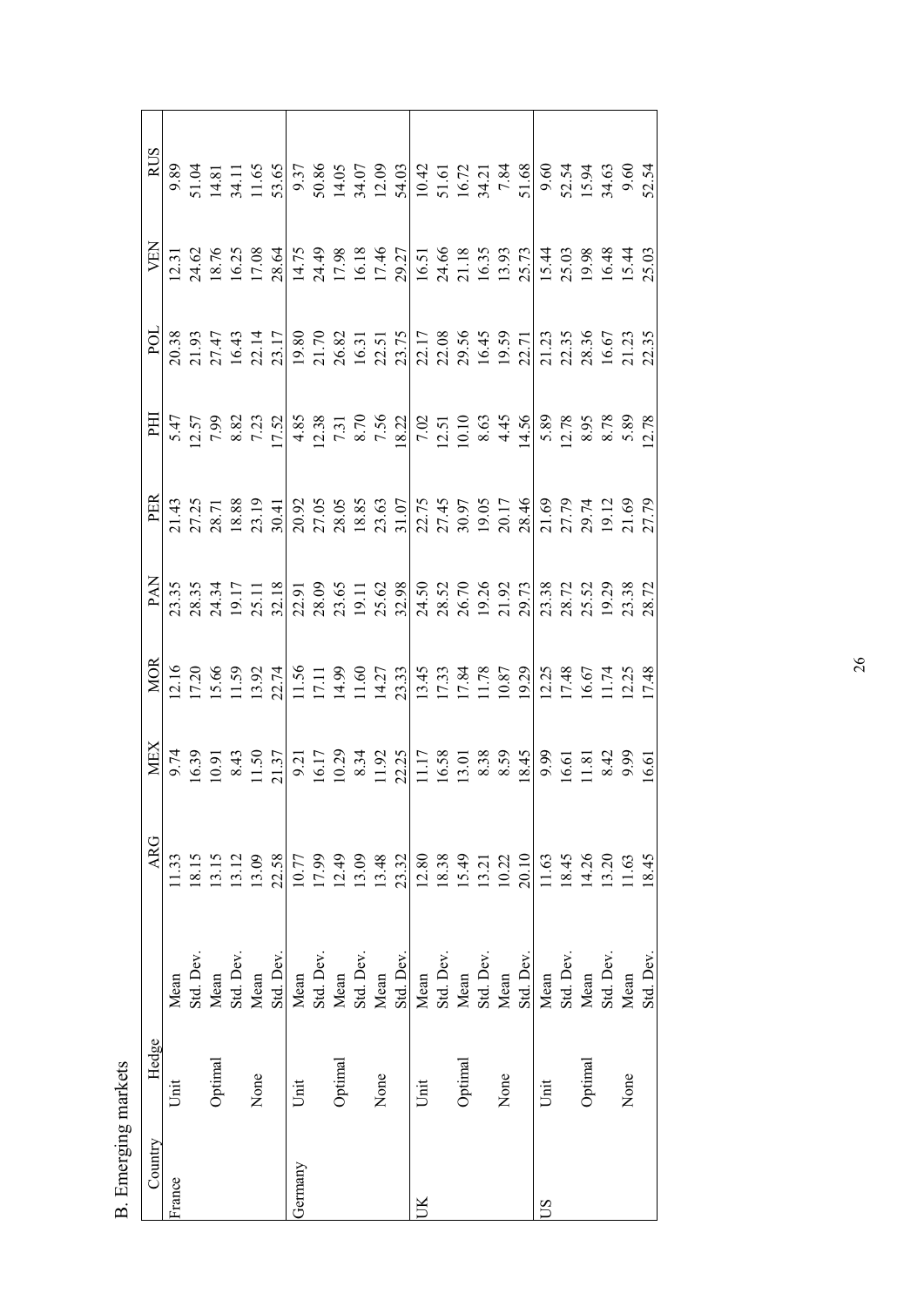B. Emerging markets

| Country | Hedge | | ARG | MEX | MOR | PAN | PER | PHI | POL | VEN | RUS |
|---|---|---|---|---|---|---|---|---|---|---|---|
| France | Unit | Mean | 11.33 | 9.74 | 12.16 | 23.35 | 21.43 | 5.47 | 20.38 | 12.31 | 9.89 |
| | | Std. Dev. | 18.15 | 16.39 | 17.20 | 28.35 | 27.25 | 12.57 | 21.93 | 24.62 | 51.04 |
| | Optimal | Mean | 13.15 | 10.91 | 15.66 | 24.34 | 28.71 | 7.99 | 27.47 | 18.76 | 14.81 |
| | | Std. Dev. | 13.12 | 8.43 | 11.59 | 19.17 | 18.88 | 8.82 | 16.43 | 16.25 | 34.11 |
| | None | Mean | 13.09 | 11.50 | 13.92 | 25.11 | 23.19 | 7.23 | 22.14 | 17.08 | 11.65 |
| | | Std. Dev. | 22.58 | 21.37 | 22.74 | 32.18 | 30.41 | 17.52 | 23.17 | 28.64 | 53.65 |
| Germany | Unit | Mean | 10.77 | 9.21 | 11.56 | 22.91 | 20.92 | 4.85 | 19.80 | 14.75 | 9.37 |
| | | Std. Dev. | 17.99 | 16.17 | 17.11 | 28.09 | 27.05 | 12.38 | 21.70 | 24.49 | 50.86 |
| | Optimal | Mean | 12.49 | 10.29 | 14.99 | 23.65 | 28.05 | 7.31 | 26.82 | 17.98 | 14.05 |
| | | Std. Dev. | 13.09 | 8.34 | 11.60 | 19.11 | 18.85 | 8.70 | 16.31 | 16.18 | 34.07 |
| | None | Mean | 13.48 | 11.92 | 14.27 | 25.62 | 23.63 | 7.56 | 22.51 | 17.46 | 12.09 |
| | | Std. Dev. | 23.32 | 22.25 | 23.33 | 32.98 | 31.07 | 18.22 | 23.75 | 29.27 | 54.03 |
| UK | Unit | Mean | 12.80 | 11.17 | 13.45 | 24.50 | 22.75 | 7.02 | 22.17 | 16.51 | 10.42 |
| | | Std. Dev. | 18.38 | 16.58 | 17.33 | 28.52 | 27.45 | 12.51 | 22.08 | 24.66 | 51.61 |
| | Optimal | Mean | 15.49 | 13.01 | 17.84 | 26.70 | 30.97 | 10.10 | 29.56 | 21.18 | 16.72 |
| | | Std. Dev. | 13.21 | 8.38 | 11.78 | 19.26 | 19.05 | 8.63 | 16.45 | 16.35 | 34.21 |
| | None | Mean | 10.22 | 8.59 | 10.87 | 21.92 | 20.17 | 4.45 | 19.59 | 13.93 | 7.84 |
| | | Std. Dev. | 20.10 | 18.45 | 19.29 | 29.73 | 28.46 | 14.56 | 22.71 | 25.73 | 51.68 |
| US | Unit | Mean | 11.63 | 9.99 | 12.25 | 23.38 | 21.69 | 5.89 | 21.23 | 15.44 | 9.60 |
| | | Std. Dev. | 18.45 | 16.61 | 17.48 | 28.72 | 27.79 | 12.78 | 22.35 | 25.03 | 52.54 |
| | Optimal | Mean | 14.26 | 11.81 | 16.67 | 25.52 | 29.74 | 8.95 | 28.36 | 19.98 | 15.94 |
| | | Std. Dev. | 13.20 | 8.42 | 11.74 | 19.29 | 19.12 | 8.78 | 16.67 | 16.48 | 34.63 |
| | None | Mean | 11.63 | 9.99 | 12.25 | 23.38 | 21.69 | 5.89 | 21.23 | 15.44 | 9.60 |
| | | Std. Dev. | 18.45 | 16.61 | 17.48 | 28.72 | 27.79 | 12.78 | 22.35 | 25.03 | 52.54 |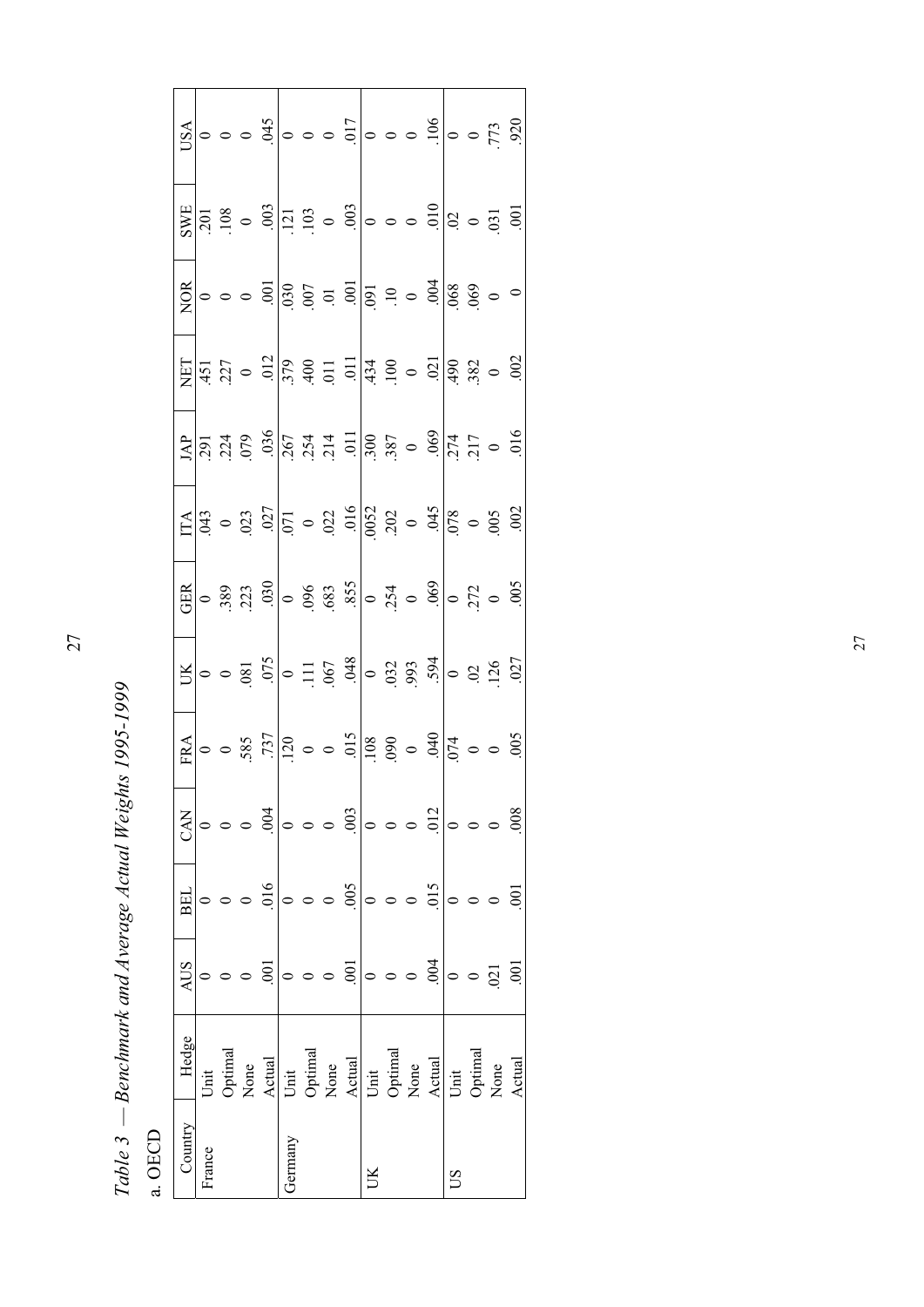*Table 3 — Benchmark and Average Actual Weights 1995-1999*

a. OECD

| Country | Hedge | AUS | BEL | CAN | FRA | UK | GER | ITA | JAP | NET | NOR | SWE | USA |
|---|---|---|---|---|---|---|---|---|---|---|---|---|---|
| France | Unit | 0 | 0 | 0 | 0 | 0 | 0 | .043 | .291 | .451 | 0 | .201 | 0 |
| | Optimal | 0 | 0 | 0 | 0 | 0 | .389 | 0 | .224 | .227 | 0 | .108 | 0 |
| | None | 0 | 0 | 0 | .585 | .081 | .223 | .023 | .079 | 0 | 0 | 0 | 0 |
| | Actual | .001 | .016 | .004 | .737 | .075 | .030 | .027 | .036 | .012 | .001 | .003 | .045 |
| Germany | Unit | 0 | 0 | 0 | .120 | 0 | 0 | .071 | .267 | .379 | .030 | .121 | 0 |
| | Optimal | 0 | 0 | 0 | 0 | .111 | .096 | 0 | .254 | .400 | .007 | .103 | 0 |
| | None | 0 | 0 | 0 | 0 | .067 | .683 | .022 | .214 | .011 | .01 | 0 | 0 |
| | Actual | .001 | .005 | .003 | .015 | .048 | .855 | .016 | .011 | .011 | .001 | .003 | .017 |
| UK | Unit | 0 | 0 | 0 | .108 | 0 | 0 | .0052 | .300 | .434 | .091 | 0 | 0 |
| | Optimal | 0 | 0 | 0 | .090 | .032 | .254 | .202 | .387 | .100 | .10 | 0 | 0 |
| | None | 0 | 0 | 0 | 0 | .993 | 0 | 0 | 0 | 0 | 0 | 0 | 0 |
| | Actual | .004 | .015 | .012 | .040 | .594 | .069 | .045 | .069 | .021 | .004 | .010 | .106 |
| US | Unit | 0 | 0 | 0 | .074 | 0 | 0 | .078 | .274 | .490 | .068 | .02 | 0 |
| | Optimal | 0 | 0 | 0 | 0 | .02 | .272 | 0 | .217 | .382 | .069 | 0 | 0 |
| | None | .021 | 0 | 0 | 0 | .126 | 0 | .005 | 0 | 0 | 0 | .031 | .773 |
| | Actual | .001 | .001 | .008 | .005 | .027 | .005 | .002 | .016 | .002 | 0 | .001 | .920 |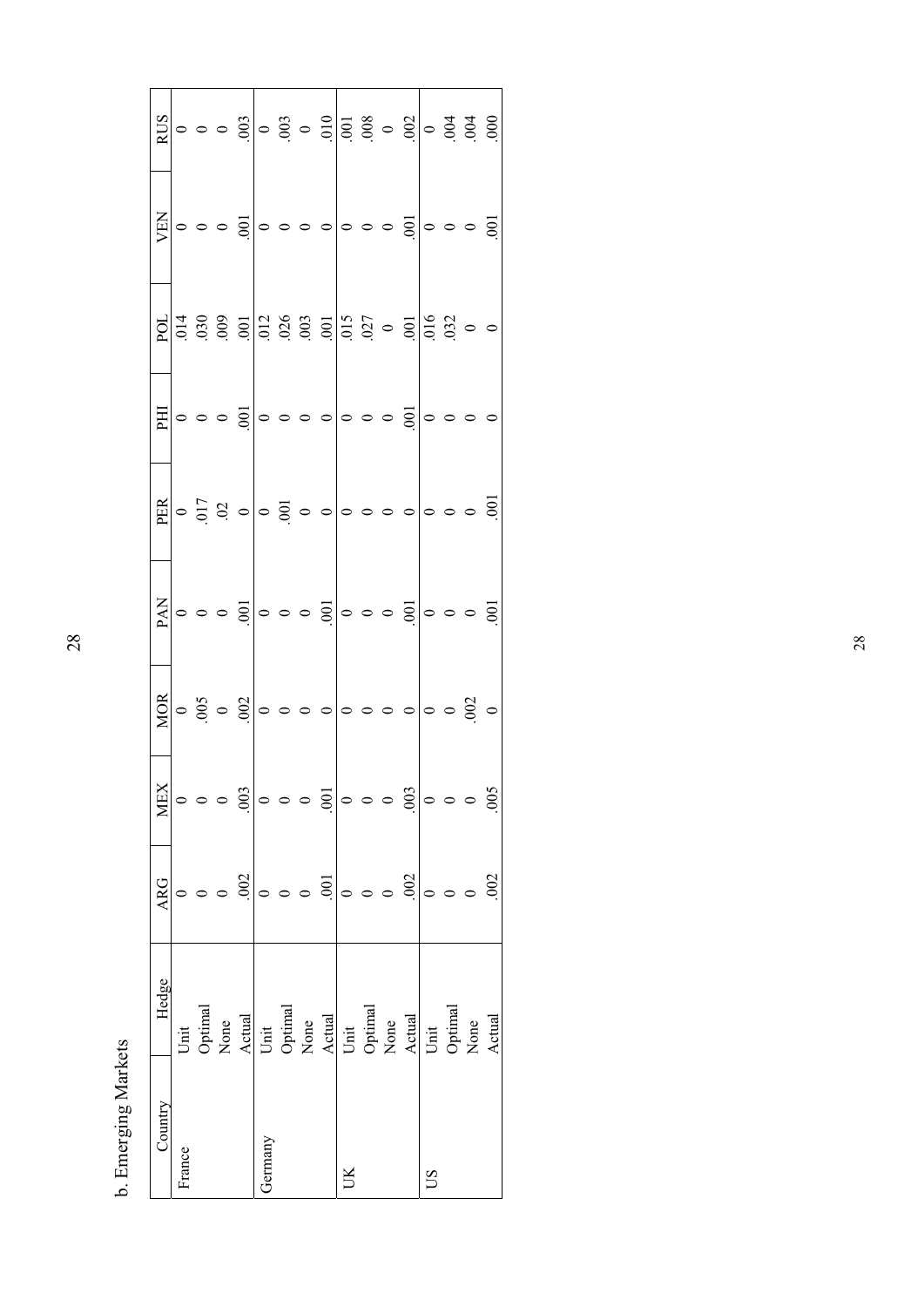b. Emerging Markets

| Country | Hedge | ARG | MEX | MOR | PAN | PER | PHI | POL | VEN | RUS |
|---|---|---|---|---|---|---|---|---|---|---|
| France | Unit | 0 | 0 | 0 | 0 | 0 | 0 | .014 | 0 | 0 |
| | Optimal | 0 | 0 | .005 | 0 | .017 | 0 | .030 | 0 | 0 |
| | None | 0 | 0 | 0 | 0 | .02 | 0 | .009 | 0 | 0 |
| | Actual | .002 | .003 | .002 | .001 | 0 | .001 | .001 | .001 | .003 |
| Germany | Unit | 0 | 0 | 0 | 0 | 0 | 0 | .012 | 0 | 0 |
| | Optimal | 0 | 0 | 0 | 0 | .001 | 0 | .026 | 0 | .003 |
| | None | 0 | 0 | 0 | 0 | 0 | 0 | .003 | 0 | 0 |
| | Actual | .001 | .001 | 0 | .001 | 0 | 0 | .001 | 0 | .010 |
| UK | Unit | 0 | 0 | 0 | 0 | 0 | 0 | .015 | 0 | .001 |
| | Optimal | 0 | 0 | 0 | 0 | 0 | 0 | .027 | 0 | .008 |
| | None | 0 | 0 | 0 | 0 | 0 | 0 | 0 | 0 | 0 |
| | Actual | .002 | .003 | 0 | .001 | 0 | .001 | .001 | .001 | .002 |
| US | Unit | 0 | 0 | 0 | 0 | 0 | 0 | .016 | 0 | 0 |
| | Optimal | 0 | 0 | 0 | 0 | 0 | 0 | .032 | 0 | .004 |
| | None | 0 | 0 | .002 | 0 | 0 | 0 | 0 | 0 | .004 |
| | Actual | .002 | .005 | 0 | .001 | .001 | 0 | 0 | .001 | .000 |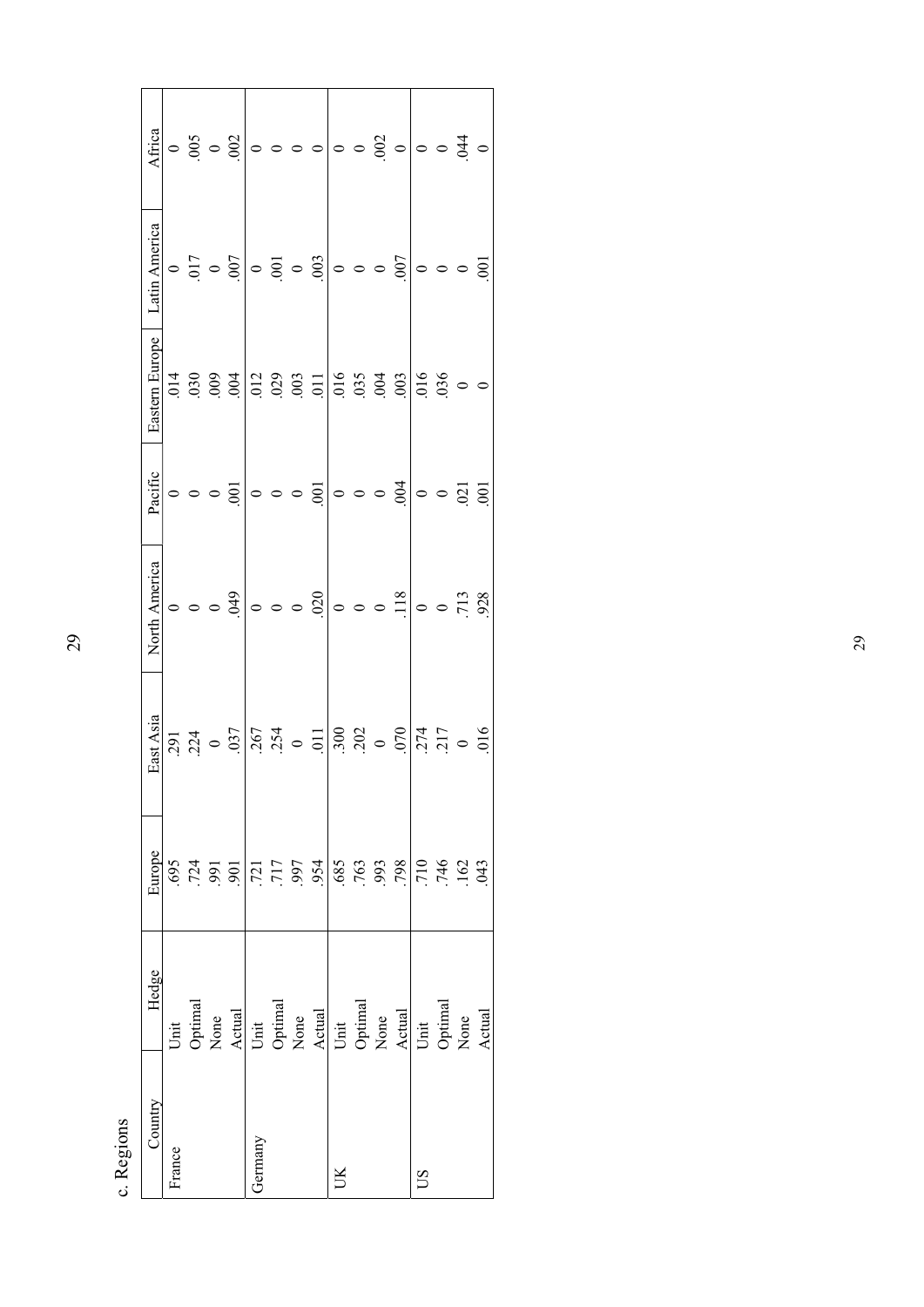c. Regions

| Country | Hedge | Europe | East Asia | North America | Pacific | Eastern Europe | Latin America | Africa |
|---|---|---|---|---|---|---|---|---|
| France | Unit | .695 | .291 | 0 | 0 | .014 | 0 | 0 |
| | Optimal | .724 | .224 | 0 | 0 | .030 | .017 | .005 |
| | None | .991 | 0 | 0 | 0 | .009 | 0 | 0 |
| | Actual | .901 | .037 | .049 | .001 | .004 | .007 | .002 |
| Germany | Unit | .721 | .267 | 0 | 0 | .012 | 0 | 0 |
| | Optimal | .717 | .254 | 0 | 0 | .029 | .001 | 0 |
| | None | .997 | 0 | 0 | 0 | .003 | 0 | 0 |
| | Actual | .954 | .011 | .020 | .001 | .011 | .003 | 0 |
| UK | Unit | .685 | .300 | 0 | 0 | .016 | 0 | 0 |
| | Optimal | .763 | .202 | 0 | 0 | .035 | 0 | 0 |
| | None | .993 | 0 | 0 | 0 | .004 | 0 | .002 |
| | Actual | .798 | .070 | .118 | .004 | .003 | .007 | 0 |
| US | Unit | .710 | .274 | 0 | 0 | .016 | 0 | 0 |
| | Optimal | .746 | .217 | 0 | 0 | .036 | 0 | 0 |
| | None | .162 | 0 | .713 | .021 | 0 | 0 | .044 |
| | Actual | .043 | .016 | .928 | .001 | 0 | .001 | 0 |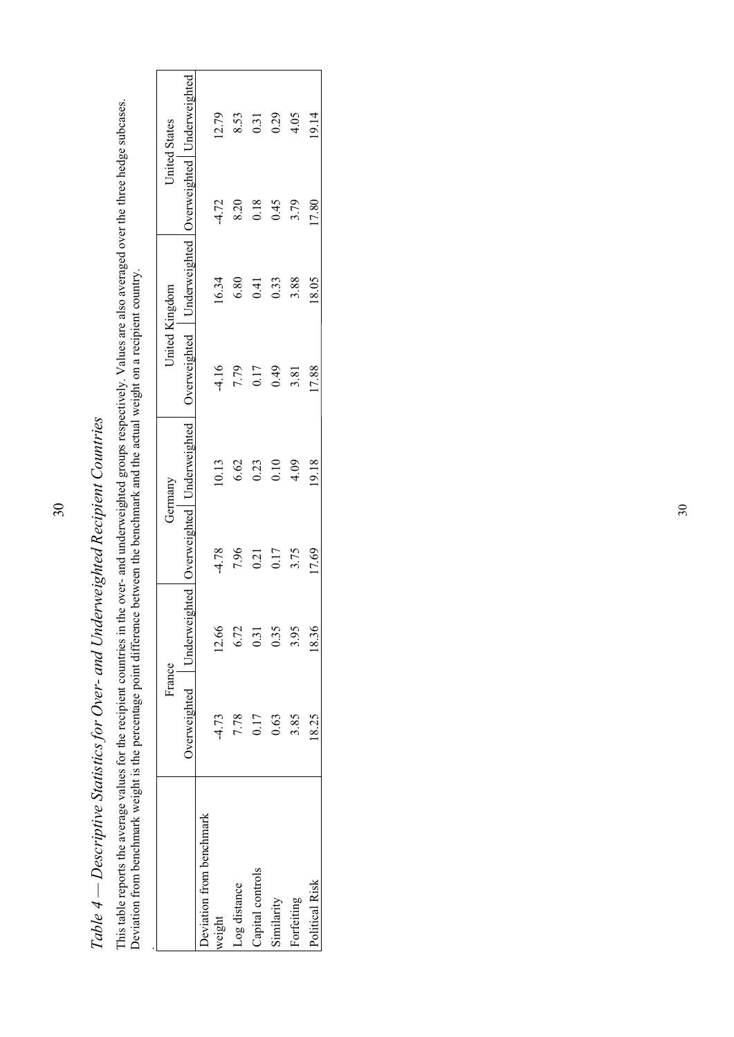# *Table 4 — Descriptive Statistics for Over- and Underweighted Recipient Countries*

This table reports the average values for the recipient countries in the over- and underweighted groups respectively. Values are also averaged over the three hedge subcases. Deviation from benchmark weight is the percentage point difference between the benchmark and the actual weight on a recipient country.

| | France | | Germany | | United Kingdom | | United States | |
|---|---|---|---|---|---|---|---|---|
| | Overweighted | Underweighted | Overweighted | Underweighted | Overweighted | Underweighted | Overweighted | Underweighted |
| Deviation from benchmark weight | -4.73 | 12.66 | -4.78 | 10.13 | -4.16 | 16.34 | -4.72 | 12.79 |
| Log distance | 7.78 | 6.72 | 7.96 | 6.62 | 7.79 | 6.80 | 8.20 | 8.53 |
| Capital controls | 0.17 | 0.31 | 0.21 | 0.23 | 0.17 | 0.41 | 0.18 | 0.31 |
| Similarity | 0.63 | 0.35 | 0.17 | 0.10 | 0.49 | 0.33 | 0.45 | 0.29 |
| Forfeiting | 3.85 | 3.95 | 3.75 | 4.09 | 3.81 | 3.88 | 3.79 | 4.05 |
| Political Risk | 18.25 | 18.36 | 17.69 | 19.18 | 17.88 | 18.05 | 17.80 | 19.14 |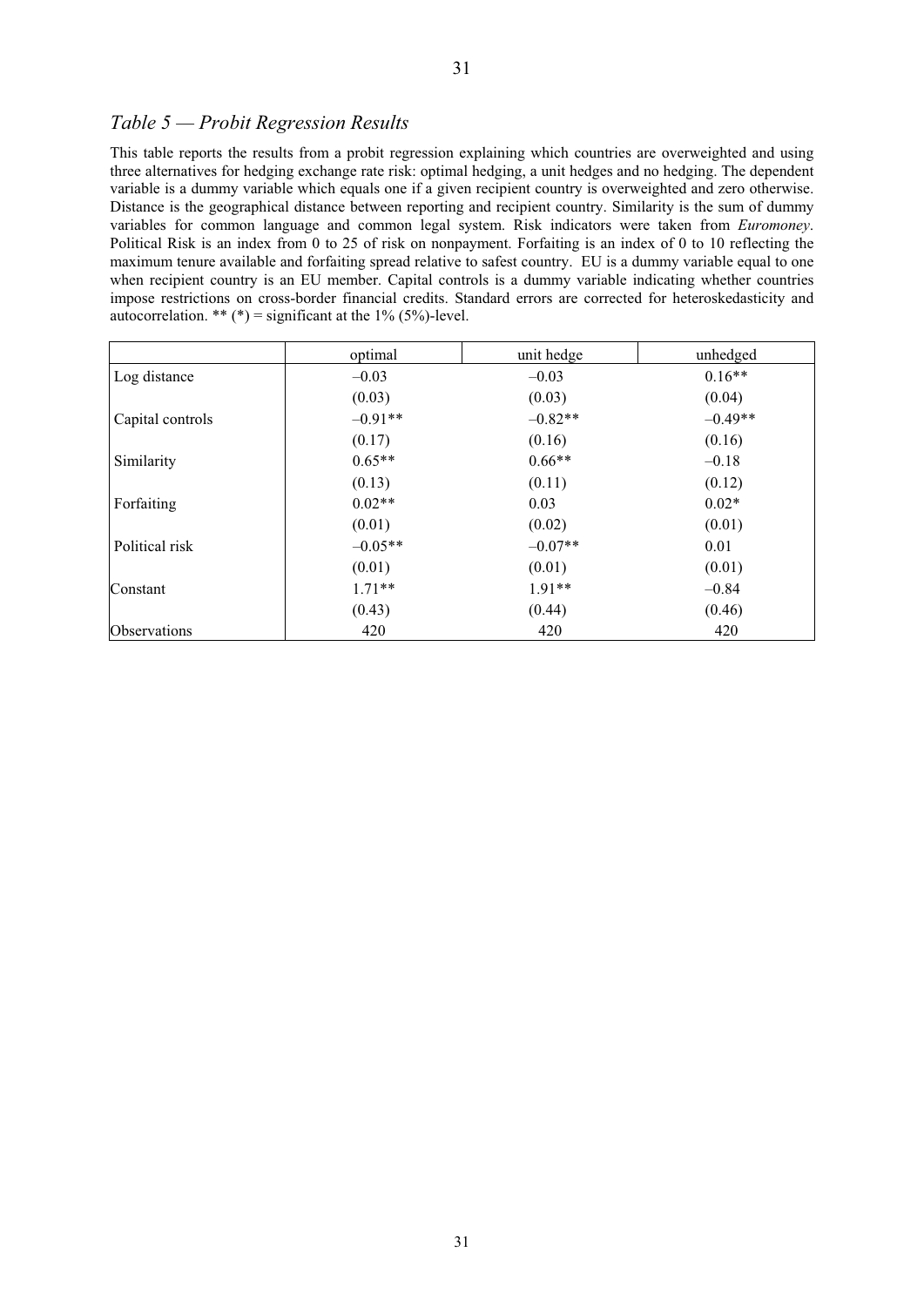## *Table 5 — Probit Regression Results*

This table reports the results from a probit regression explaining which countries are overweighted and using three alternatives for hedging exchange rate risk: optimal hedging, a unit hedges and no hedging. The dependent variable is a dummy variable which equals one if a given recipient country is overweighted and zero otherwise. Distance is the geographical distance between reporting and recipient country. Similarity is the sum of dummy variables for common language and common legal system. Risk indicators were taken from *Euromoney*. Political Risk is an index from 0 to 25 of risk on nonpayment. Forfaiting is an index of 0 to 10 reflecting the maximum tenure available and forfaiting spread relative to safest country. EU is a dummy variable equal to one when recipient country is an EU member. Capital controls is a dummy variable indicating whether countries impose restrictions on cross-border financial credits. Standard errors are corrected for heteroskedasticity and autocorrelation. ** (*) = significant at the 1% (5%)-level.

| | optimal | unit hedge | unhedged |
|---|---|---|---|
| Log distance | –0.03 | –0.03 | 0.16** |
| | (0.03) | (0.03) | (0.04) |
| Capital controls | –0.91** | –0.82** | –0.49** |
| | (0.17) | (0.16) | (0.16) |
| Similarity | 0.65** | 0.66** | –0.18 |
| | (0.13) | (0.11) | (0.12) |
| Forfaiting | 0.02** | 0.03 | 0.02* |
| | (0.01) | (0.02) | (0.01) |
| Political risk | –0.05** | –0.07** | 0.01 |
| | (0.01) | (0.01) | (0.01) |
| Constant | 1.71** | 1.91** | –0.84 |
| | (0.43) | (0.44) | (0.46) |
| Observations | 420 | 420 | 420 |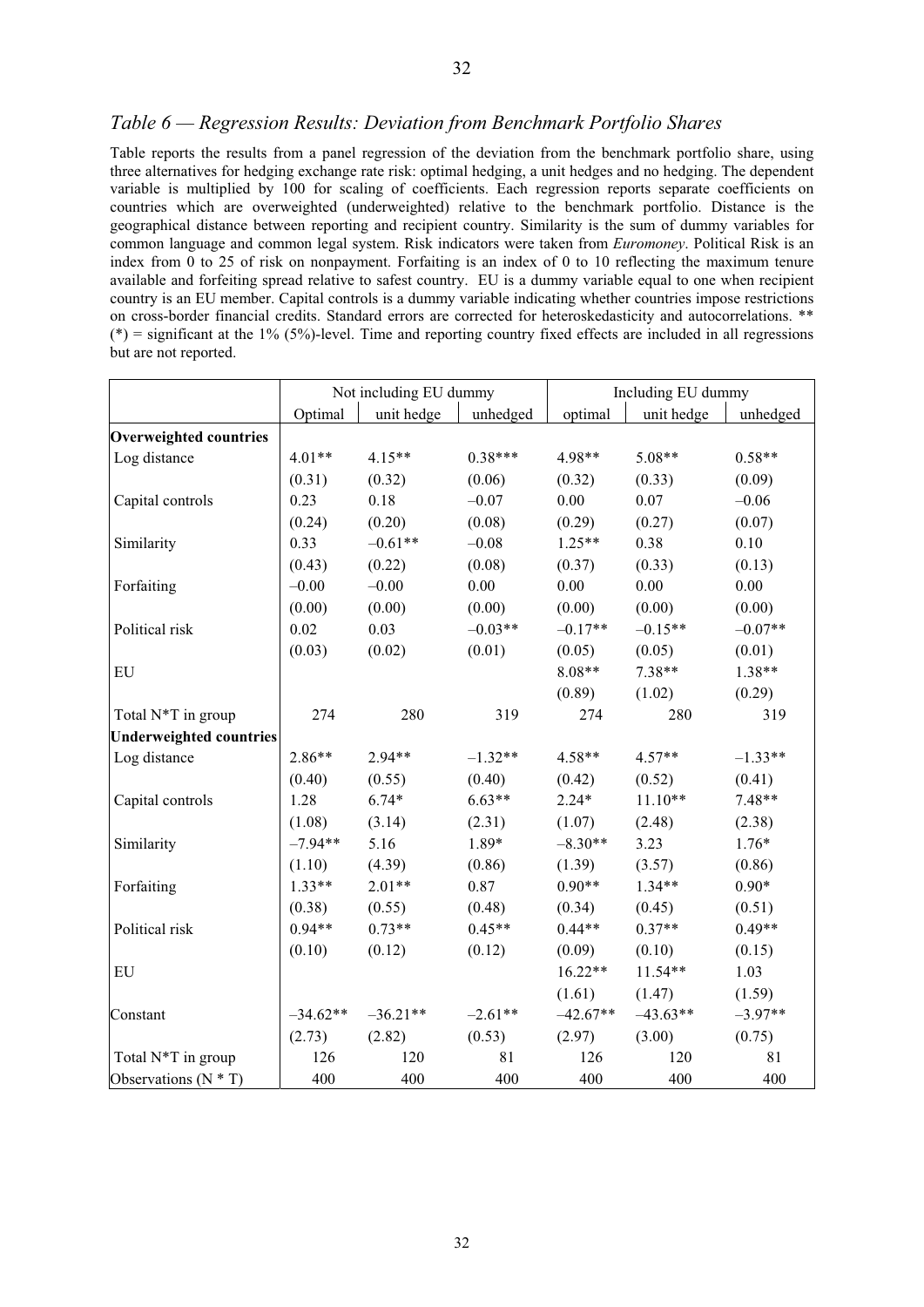## *Table 6 — Regression Results: Deviation from Benchmark Portfolio Shares*

Table reports the results from a panel regression of the deviation from the benchmark portfolio share, using three alternatives for hedging exchange rate risk: optimal hedging, a unit hedges and no hedging. The dependent variable is multiplied by 100 for scaling of coefficients. Each regression reports separate coefficients on countries which are overweighted (underweighted) relative to the benchmark portfolio. Distance is the geographical distance between reporting and recipient country. Similarity is the sum of dummy variables for common language and common legal system. Risk indicators were taken from *Euromoney*. Political Risk is an index from 0 to 25 of risk on nonpayment. Forfaiting is an index of 0 to 10 reflecting the maximum tenure available and forfeiting spread relative to safest country. EU is a dummy variable equal to one when recipient country is an EU member. Capital controls is a dummy variable indicating whether countries impose restrictions on cross-border financial credits. Standard errors are corrected for heteroskedasticity and autocorrelations. ** (*) = significant at the 1% (5%)-level. Time and reporting country fixed effects are included in all regressions but are not reported.

| | Not including EU dummy | | | Including EU dummy | | |
|---|---|---|---|---|---|---|
| | Optimal | unit hedge | unhedged | optimal | unit hedge | unhedged |
| **Overweighted countries** | | | | | | |
| Log distance | 4.01** | 4.15** | 0.38*** | 4.98** | 5.08** | 0.58** |
| | (0.31) | (0.32) | (0.06) | (0.32) | (0.33) | (0.09) |
| Capital controls | 0.23 | 0.18 | –0.07 | 0.00 | 0.07 | –0.06 |
| | (0.24) | (0.20) | (0.08) | (0.29) | (0.27) | (0.07) |
| Similarity | 0.33 | –0.61** | –0.08 | 1.25** | 0.38 | 0.10 |
| | (0.43) | (0.22) | (0.08) | (0.37) | (0.33) | (0.13) |
| Forfaiting | –0.00 | –0.00 | 0.00 | 0.00 | 0.00 | 0.00 |
| | (0.00) | (0.00) | (0.00) | (0.00) | (0.00) | (0.00) |
| Political risk | 0.02 | 0.03 | –0.03** | –0.17** | –0.15** | –0.07** |
| | (0.03) | (0.02) | (0.01) | (0.05) | (0.05) | (0.01) |
| EU | | | | 8.08** | 7.38** | 1.38** |
| | | | | (0.89) | (1.02) | (0.29) |
| Total N*T in group | 274 | 280 | 319 | 274 | 280 | 319 |
| **Underweighted countries** | | | | | | |
| Log distance | 2.86** | 2.94** | –1.32** | 4.58** | 4.57** | –1.33** |
| | (0.40) | (0.55) | (0.40) | (0.42) | (0.52) | (0.41) |
| Capital controls | 1.28 | 6.74* | 6.63** | 2.24* | 11.10** | 7.48** |
| | (1.08) | (3.14) | (2.31) | (1.07) | (2.48) | (2.38) |
| Similarity | –7.94** | 5.16 | 1.89* | –8.30** | 3.23 | 1.76* |
| | (1.10) | (4.39) | (0.86) | (1.39) | (3.57) | (0.86) |
| Forfaiting | 1.33** | 2.01** | 0.87 | 0.90** | 1.34** | 0.90* |
| | (0.38) | (0.55) | (0.48) | (0.34) | (0.45) | (0.51) |
| Political risk | 0.94** | 0.73** | 0.45** | 0.44** | 0.37** | 0.49** |
| | (0.10) | (0.12) | (0.12) | (0.09) | (0.10) | (0.15) |
| EU | | | | 16.22** | 11.54** | 1.03 |
| | | | | (1.61) | (1.47) | (1.59) |
| Constant | –34.62** | –36.21** | –2.61** | –42.67** | –43.63** | –3.97** |
| | (2.73) | (2.82) | (0.53) | (2.97) | (3.00) | (0.75) |
| Total N*T in group | 126 | 120 | 81 | 126 | 120 | 81 |
| Observations (N * T) | 400 | 400 | 400 | 400 | 400 | 400 |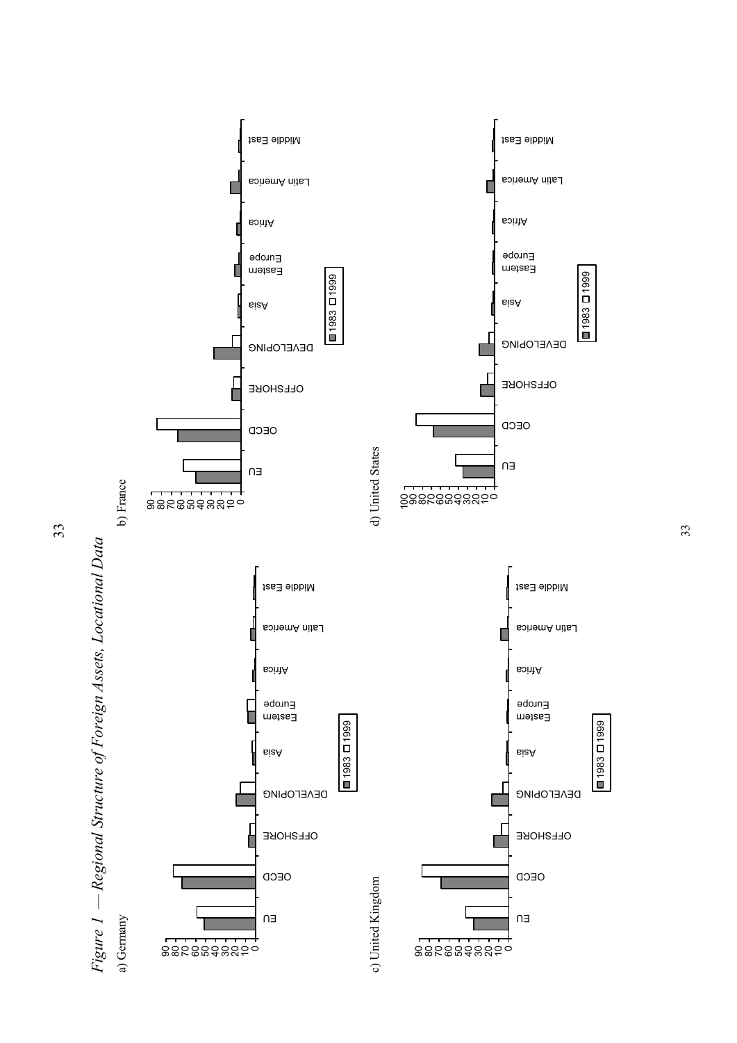*Figure 1 — Regional Structure of Foreign Assets, Locational Data*

a) Germany

b) France

c) United Kingdom

d) United States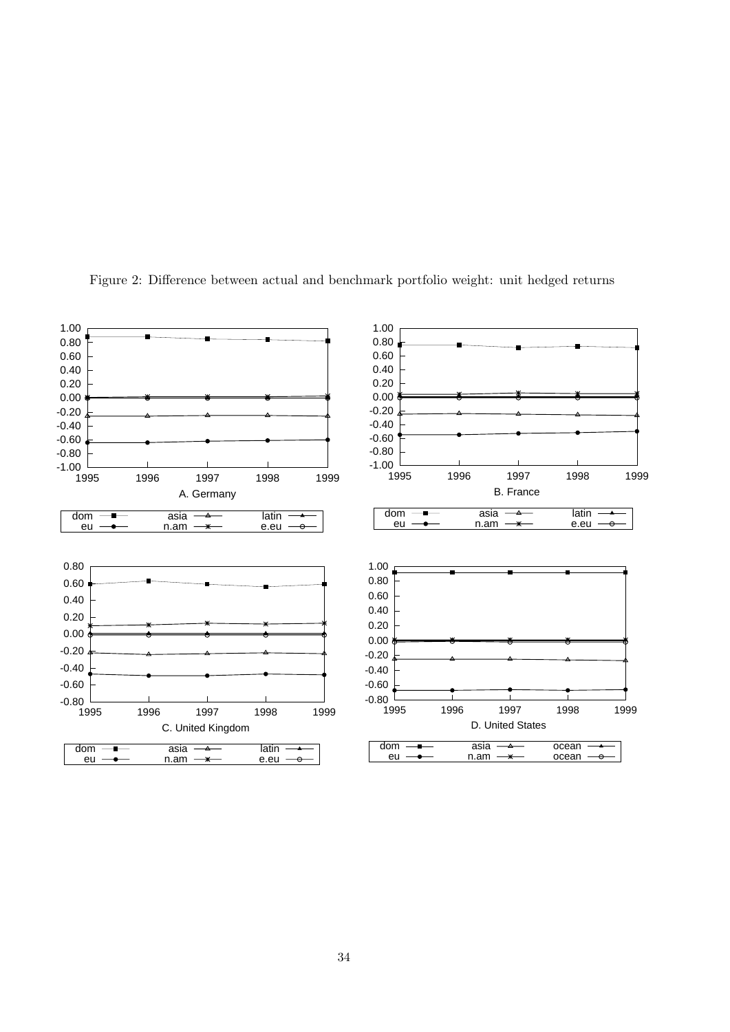Figure 2: Difference between actual and benchmark portfolio weight: unit hedged returns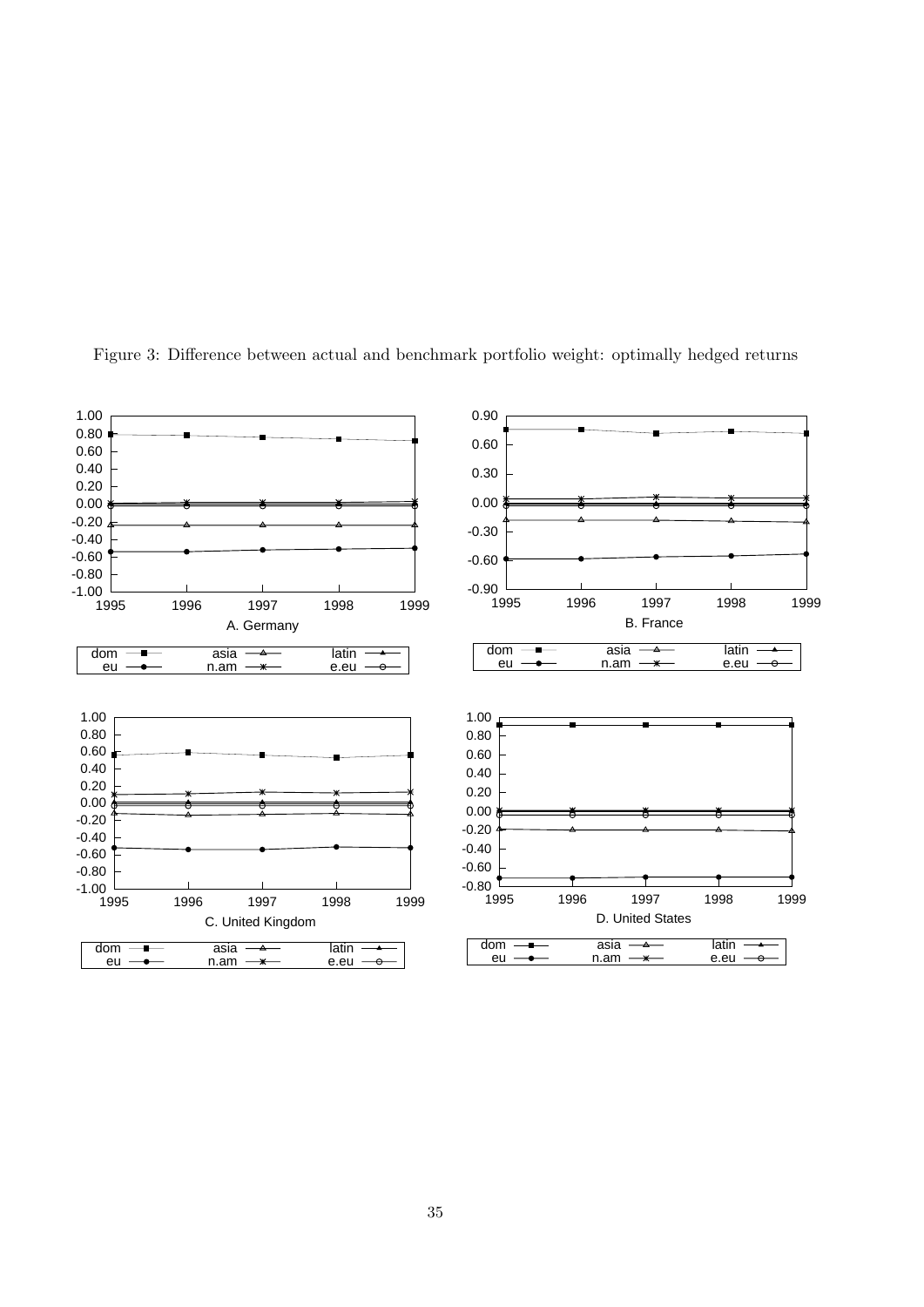Figure 3: Difference between actual and benchmark portfolio weight: optimally hedged returns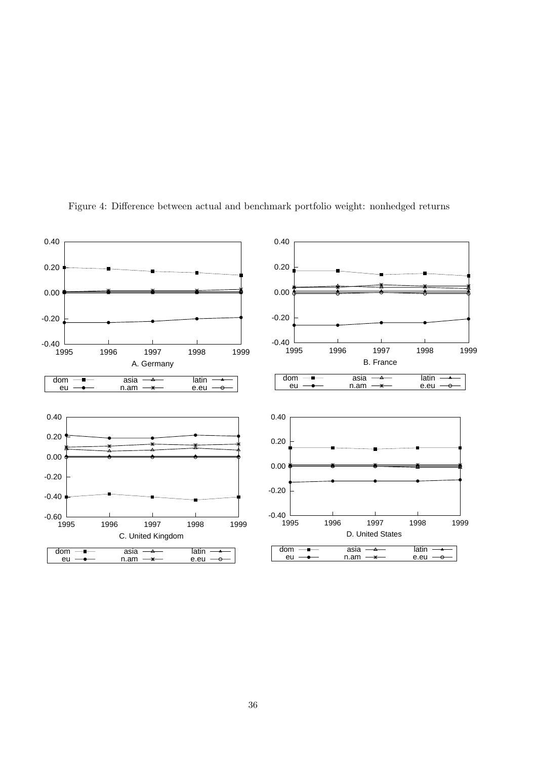Figure 4: Difference between actual and benchmark portfolio weight: nonhedged returns

A. Germany

B. France

C. United Kingdom

D. United States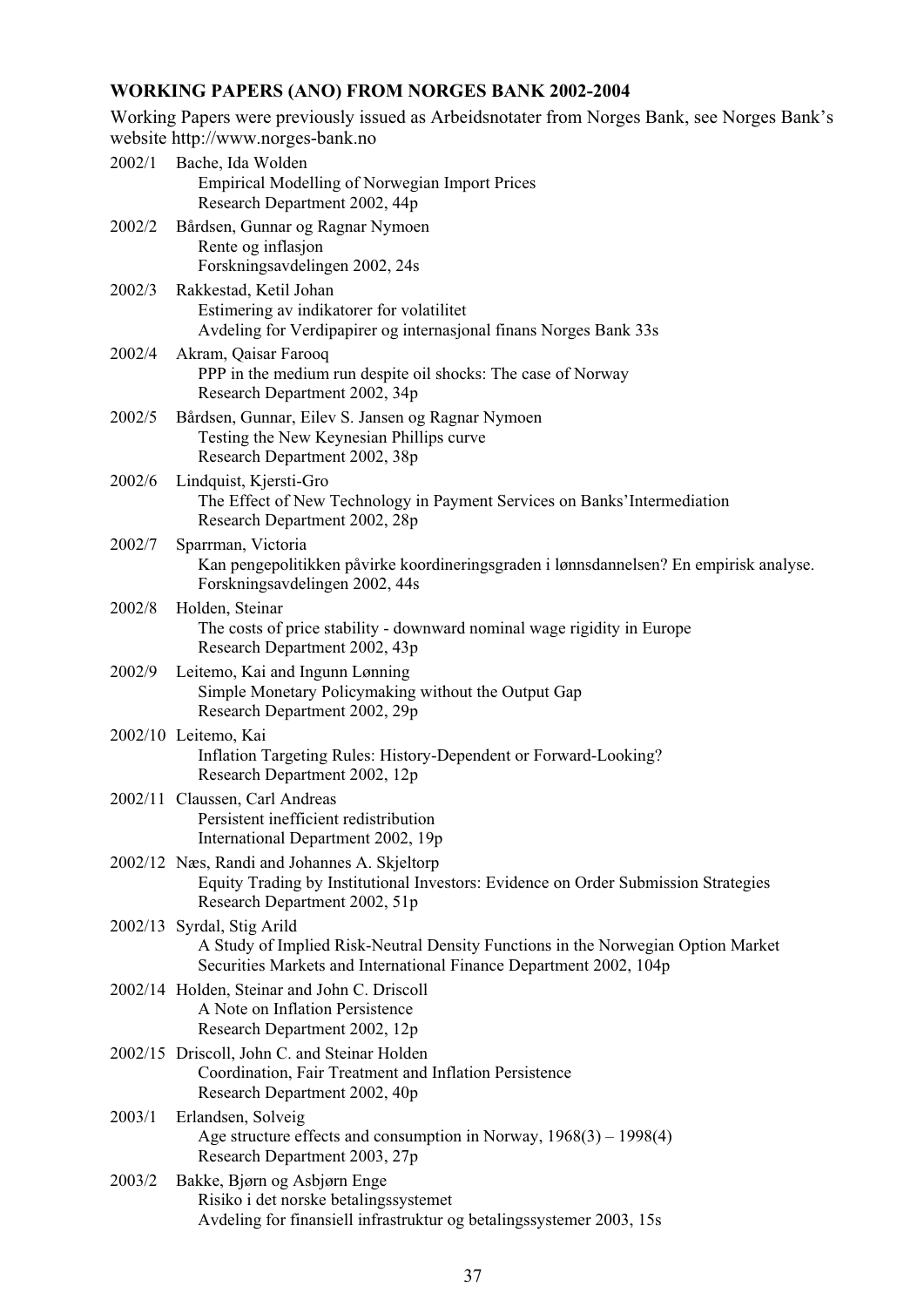**WORKING PAPERS (ANO) FROM NORGES BANK 2002-2004**

Working Papers were previously issued as Arbeidsnotater from Norges Bank, see Norges Bank's website http://www.norges-bank.no

2002/1 Bache, Ida Wolden
  Empirical Modelling of Norwegian Import Prices
  Research Department 2002, 44p

2002/2 Bårdsen, Gunnar og Ragnar Nymoen
  Rente og inflasjon
  Forskningsavdelingen 2002, 24s

2002/3 Rakkestad, Ketil Johan
  Estimering av indikatorer for volatilitet
  Avdeling for Verdipapirer og internasjonal finans Norges Bank 33s

2002/4 Akram, Qaisar Farooq
  PPP in the medium run despite oil shocks: The case of Norway
  Research Department 2002, 34p

2002/5 Bårdsen, Gunnar, Eilev S. Jansen og Ragnar Nymoen
  Testing the New Keynesian Phillips curve
  Research Department 2002, 38p

2002/6 Lindquist, Kjersti-Gro
  The Effect of New Technology in Payment Services on Banks' Intermediation
  Research Department 2002, 28p

2002/7 Sparrman, Victoria
  Kan pengepolitikken påvirke koordineringsgraden i lønnsdannelsen? En empirisk analyse.
  Forskningsavdelingen 2002, 44s

2002/8 Holden, Steinar
  The costs of price stability - downward nominal wage rigidity in Europe
  Research Department 2002, 43p

2002/9 Leitemo, Kai and Ingunn Lønning
  Simple Monetary Policymaking without the Output Gap
  Research Department 2002, 29p

2002/10 Leitemo, Kai
  Inflation Targeting Rules: History-Dependent or Forward-Looking?
  Research Department 2002, 12p

2002/11 Claussen, Carl Andreas
  Persistent inefficient redistribution
  International Department 2002, 19p

2002/12 Næs, Randi and Johannes A. Skjeltorp
  Equity Trading by Institutional Investors: Evidence on Order Submission Strategies
  Research Department 2002, 51p

2002/13 Syrdal, Stig Arild
  A Study of Implied Risk-Neutral Density Functions in the Norwegian Option Market
  Securities Markets and International Finance Department 2002, 104p

2002/14 Holden, Steinar and John C. Driscoll
  A Note on Inflation Persistence
  Research Department 2002, 12p

2002/15 Driscoll, John C. and Steinar Holden
  Coordination, Fair Treatment and Inflation Persistence
  Research Department 2002, 40p

2003/1 Erlandsen, Solveig
  Age structure effects and consumption in Norway, 1968(3) – 1998(4)
  Research Department 2003, 27p

2003/2 Bakke, Bjørn og Asbjørn Enge
  Risiko i det norske betalingssystemet
  Avdeling for finansiell infrastruktur og betalingssystemer 2003, 15s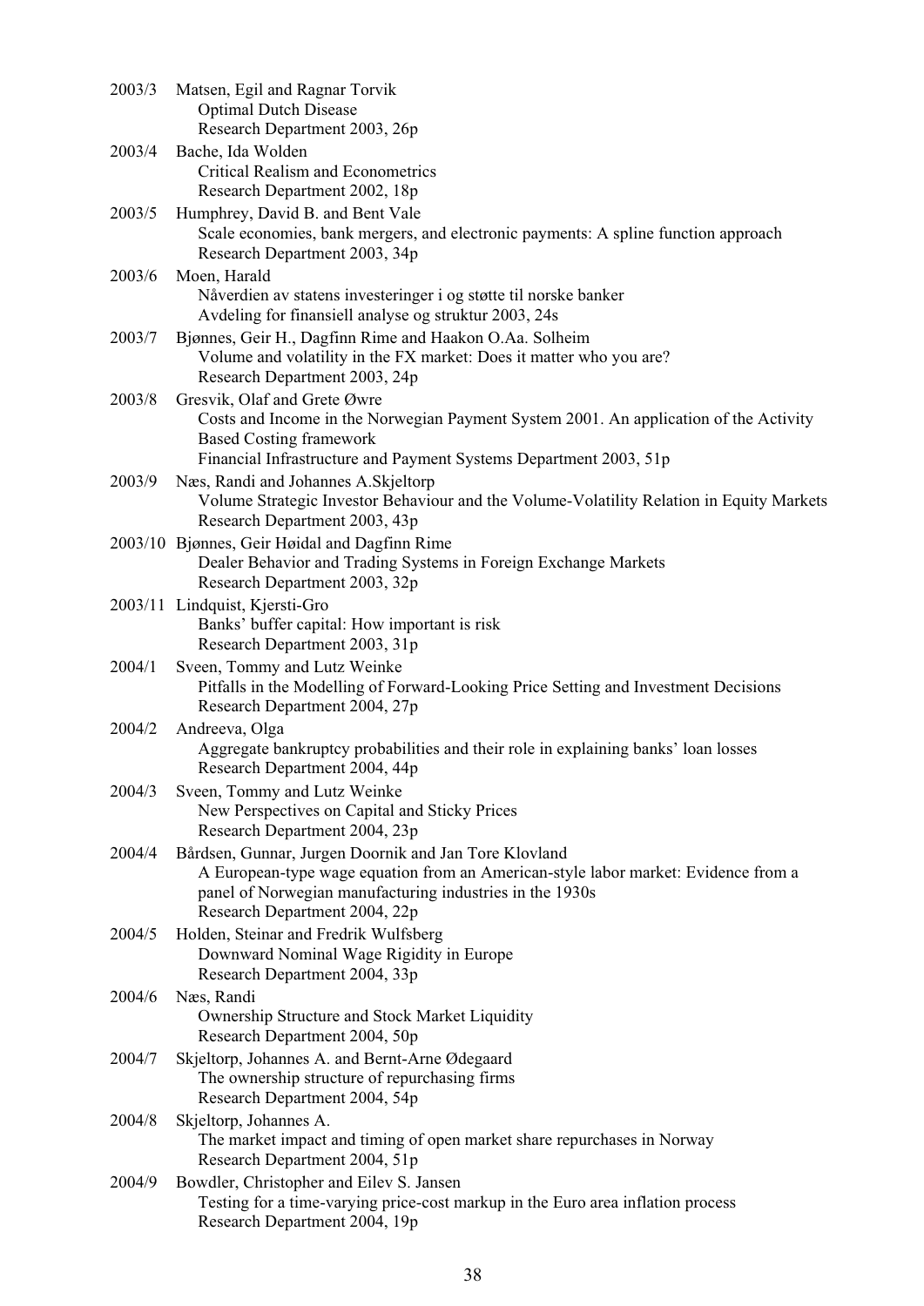2003/3 Matsen, Egil and Ragnar Torvik
Optimal Dutch Disease
Research Department 2003, 26p

2003/4 Bache, Ida Wolden
Critical Realism and Econometrics
Research Department 2002, 18p

2003/5 Humphrey, David B. and Bent Vale
Scale economies, bank mergers, and electronic payments: A spline function approach
Research Department 2003, 34p

2003/6 Moen, Harald
Nåverdien av statens investeringer i og støtte til norske banker
Avdeling for finansiell analyse og struktur 2003, 24s

2003/7 Bjønnes, Geir H., Dagfinn Rime and Haakon O.Aa. Solheim
Volume and volatility in the FX market: Does it matter who you are?
Research Department 2003, 24p

2003/8 Gresvik, Olaf and Grete Øwre
Costs and Income in the Norwegian Payment System 2001. An application of the Activity Based Costing framework
Financial Infrastructure and Payment Systems Department 2003, 51p

2003/9 Næs, Randi and Johannes A.Skjeltorp
Volume Strategic Investor Behaviour and the Volume-Volatility Relation in Equity Markets
Research Department 2003, 43p

2003/10 Bjønnes, Geir Høidal and Dagfinn Rime
Dealer Behavior and Trading Systems in Foreign Exchange Markets
Research Department 2003, 32p

2003/11 Lindquist, Kjersti-Gro
Banks' buffer capital: How important is risk
Research Department 2003, 31p

2004/1 Sveen, Tommy and Lutz Weinke
Pitfalls in the Modelling of Forward-Looking Price Setting and Investment Decisions
Research Department 2004, 27p

2004/2 Andreeva, Olga
Aggregate bankruptcy probabilities and their role in explaining banks' loan losses
Research Department 2004, 44p

2004/3 Sveen, Tommy and Lutz Weinke
New Perspectives on Capital and Sticky Prices
Research Department 2004, 23p

2004/4 Bårdsen, Gunnar, Jurgen Doornik and Jan Tore Klovland
A European-type wage equation from an American-style labor market: Evidence from a panel of Norwegian manufacturing industries in the 1930s
Research Department 2004, 22p

2004/5 Holden, Steinar and Fredrik Wulfsberg
Downward Nominal Wage Rigidity in Europe
Research Department 2004, 33p

2004/6 Næs, Randi
Ownership Structure and Stock Market Liquidity
Research Department 2004, 50p

2004/7 Skjeltorp, Johannes A. and Bernt-Arne Ødegaard
The ownership structure of repurchasing firms
Research Department 2004, 54p

2004/8 Skjeltorp, Johannes A.
The market impact and timing of open market share repurchases in Norway
Research Department 2004, 51p

2004/9 Bowdler, Christopher and Eilev S. Jansen
Testing for a time-varying price-cost markup in the Euro area inflation process
Research Department 2004, 19p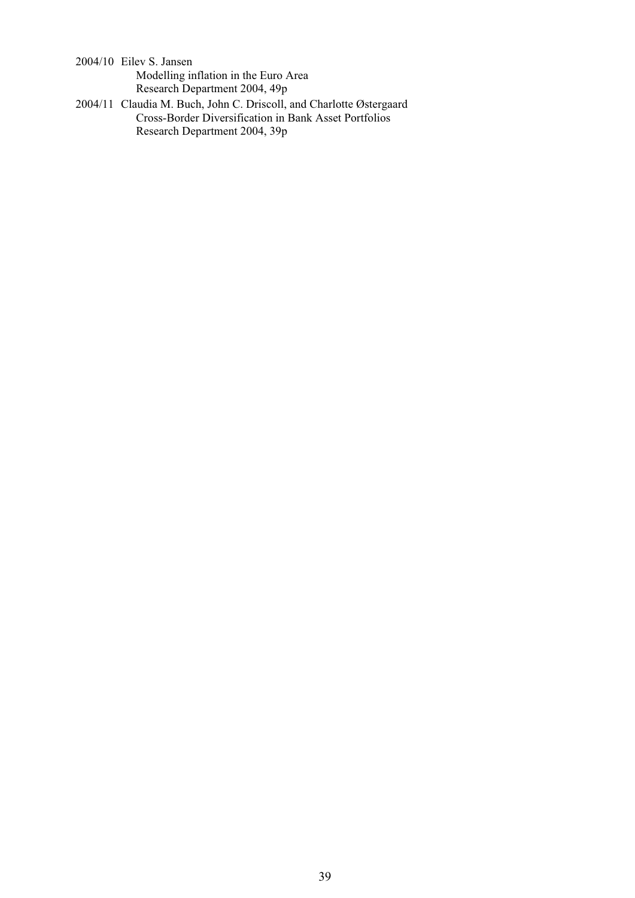2004/10 Eilev S. Jansen
Modelling inflation in the Euro Area
Research Department 2004, 49p

2004/11 Claudia M. Buch, John C. Driscoll, and Charlotte Østergaard
Cross-Border Diversification in Bank Asset Portfolios
Research Department 2004, 39p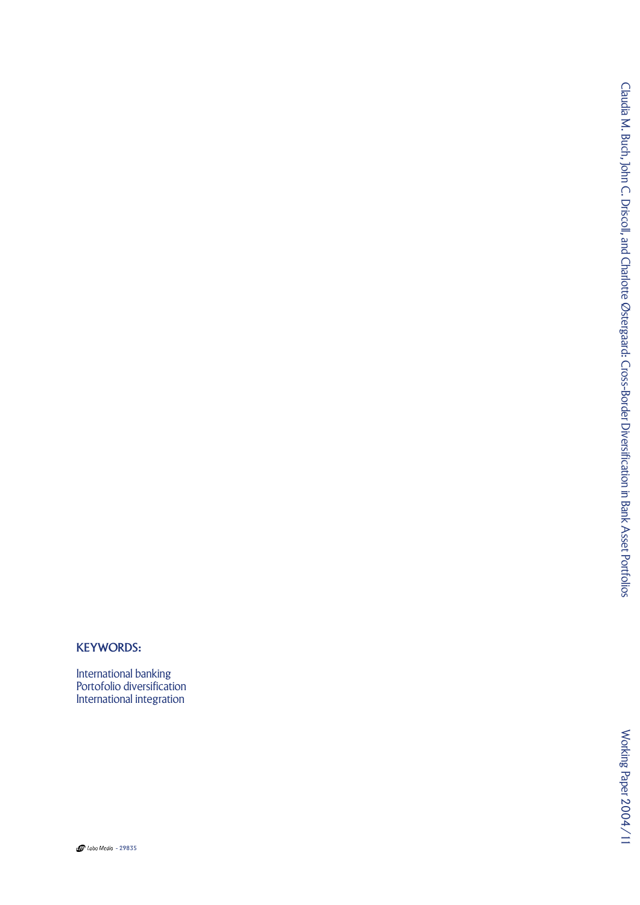Claudia M. Buch, John C. Driscoll, and Charlotte Østergaard: Cross-Border Diversification in Bank Asset Portfolios

Working Paper 2004/11

**KEYWORDS:**

International banking
Portofolio diversification
International integration

Lobo Media - 29835